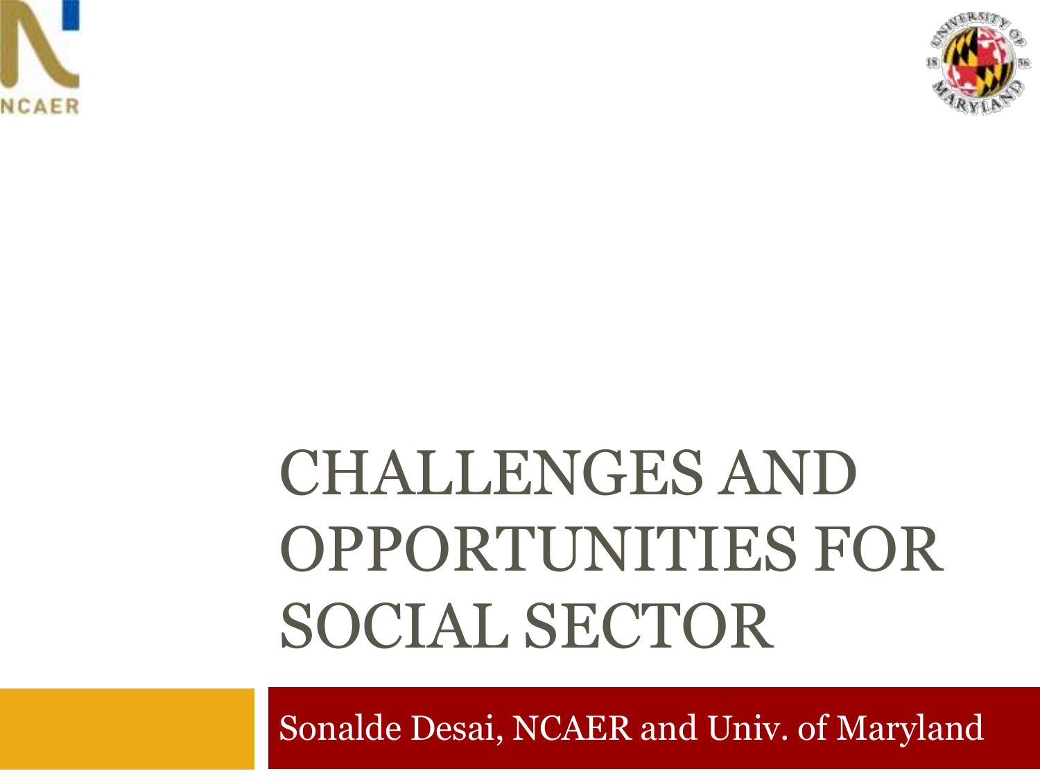# CHALLENGES AND OPPORTUNITIES FOR SOCIAL SECTOR

Sonalde Desai, NCAER and Univ. of Maryland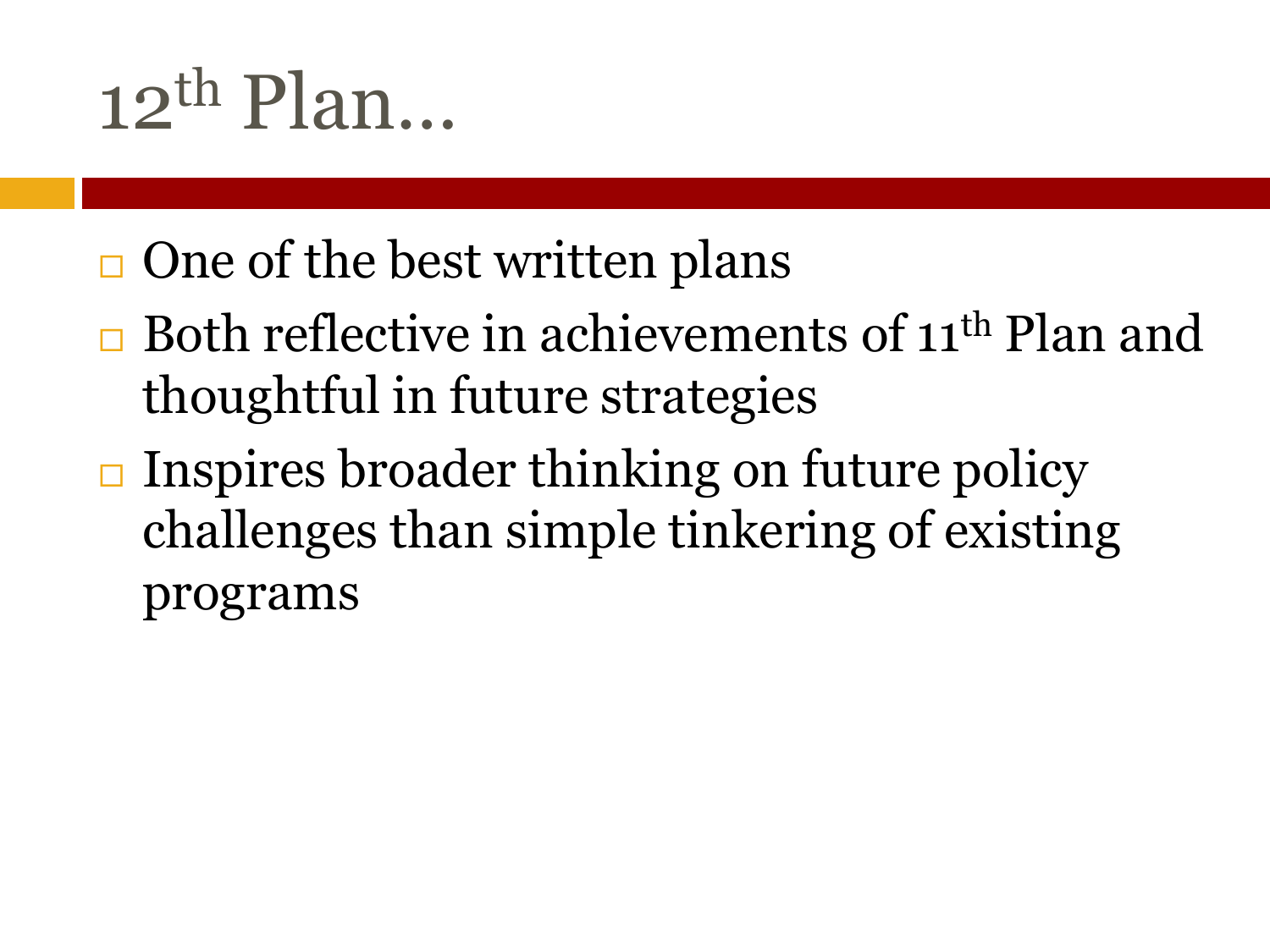# 12th Plan…

- One of the best written plans
- Both reflective in achievements of 11th Plan and thoughtful in future strategies
- Inspires broader thinking on future policy challenges than simple tinkering of existing programs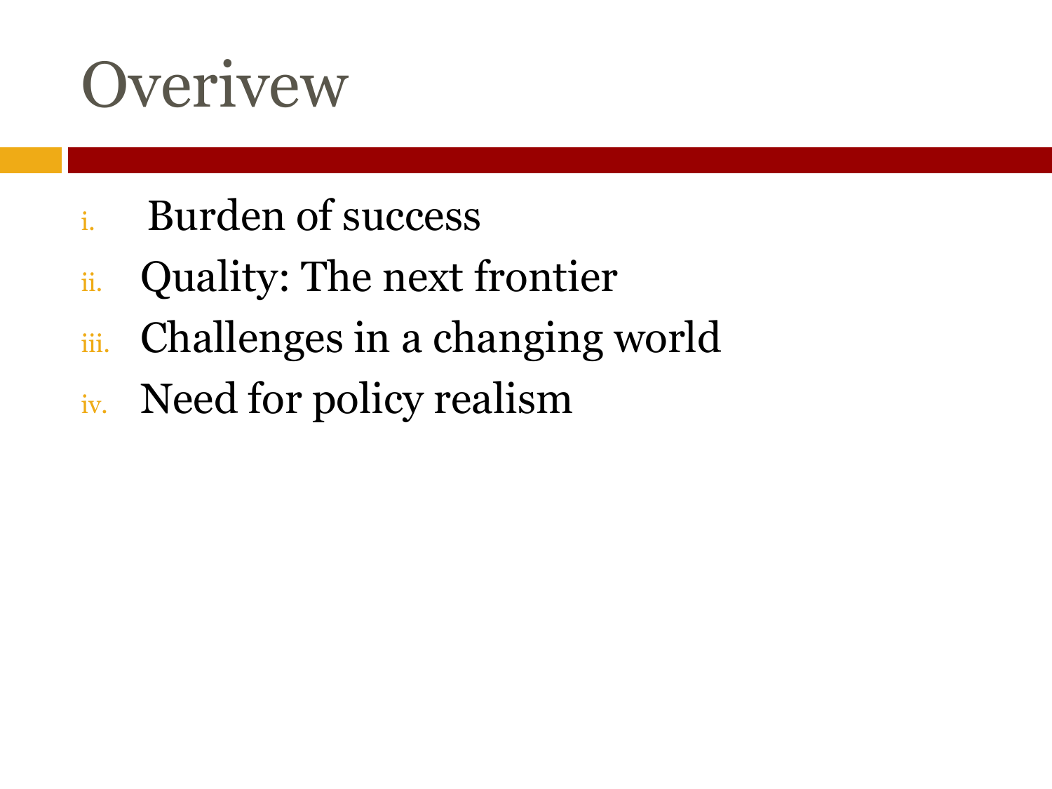# Overivew

i. Burden of success
ii. Quality: The next frontier
iii. Challenges in a changing world
iv. Need for policy realism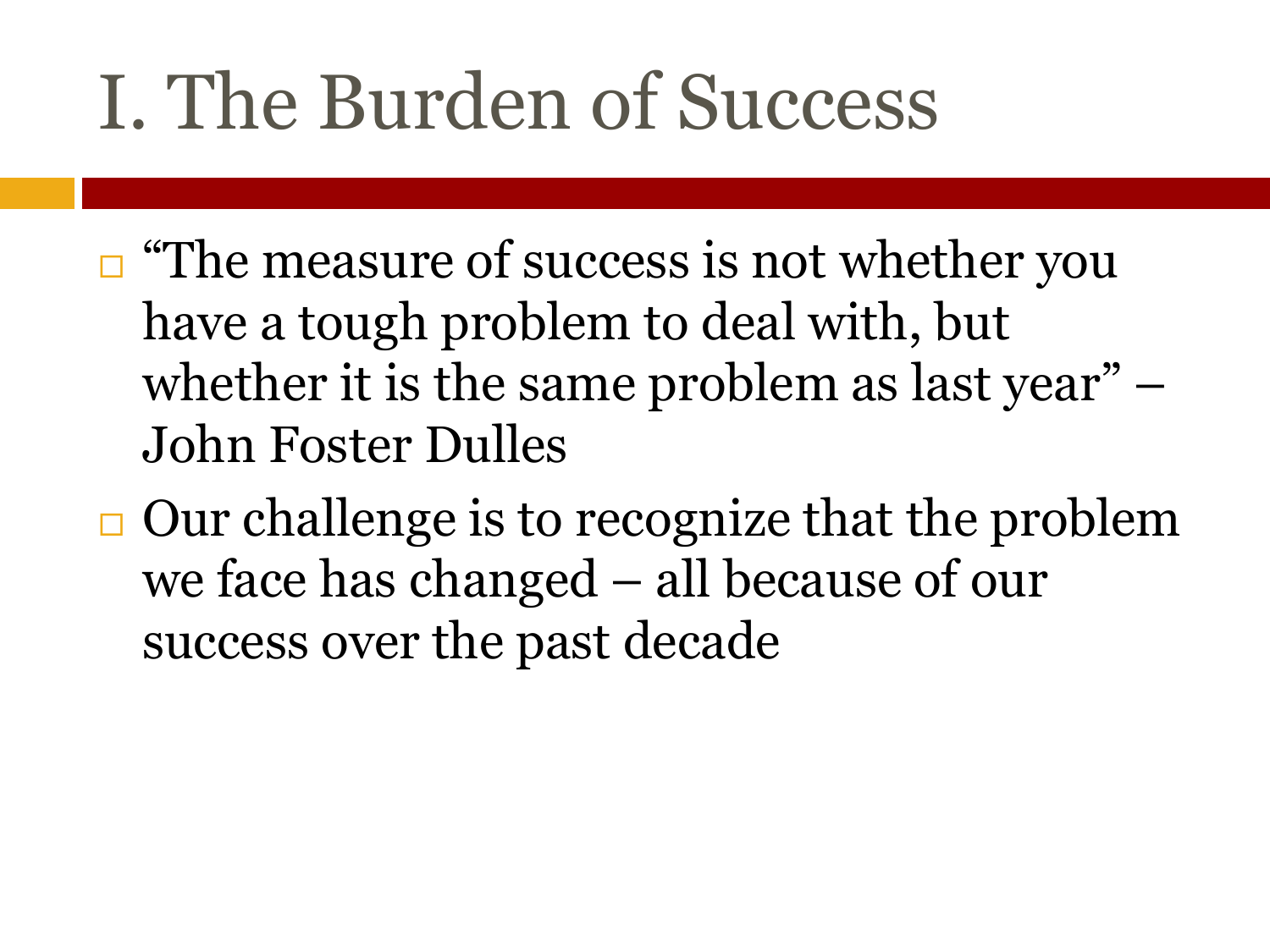# I. The Burden of Success

- "The measure of success is not whether you have a tough problem to deal with, but whether it is the same problem as last year" – John Foster Dulles
- Our challenge is to recognize that the problem we face has changed – all because of our success over the past decade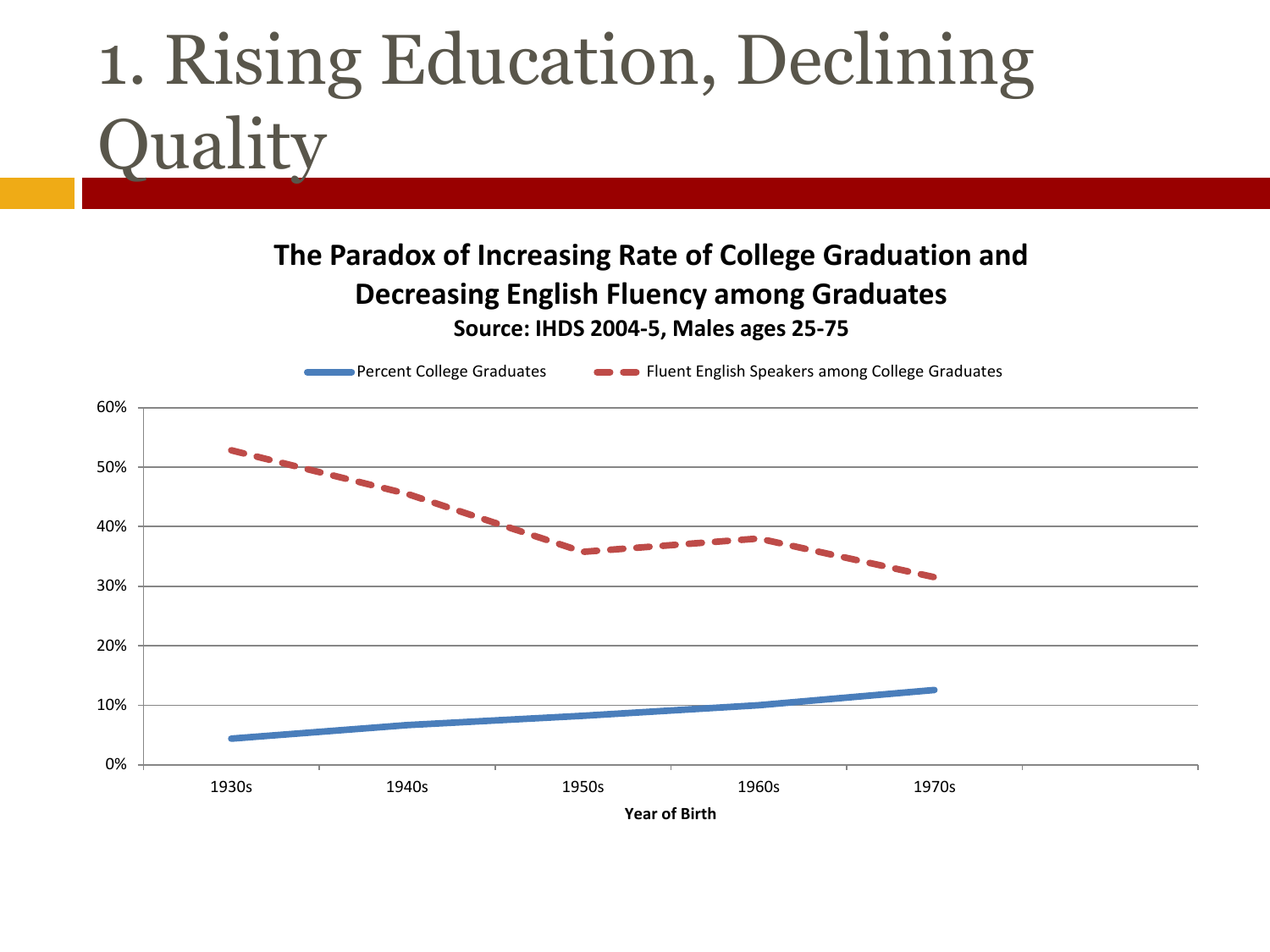# 1. Rising Education, Declining Quality

**The Paradox of Increasing Rate of College Graduation and Decreasing English Fluency among Graduates**

**Source: IHDS 2004-5, Males ages 25-75**

Percent College Graduates — Fluent English Speakers among College Graduates

60%
50%
40%
30%
20%
10%
0%

1930s 1940s 1950s 1960s 1970s

**Year of Birth**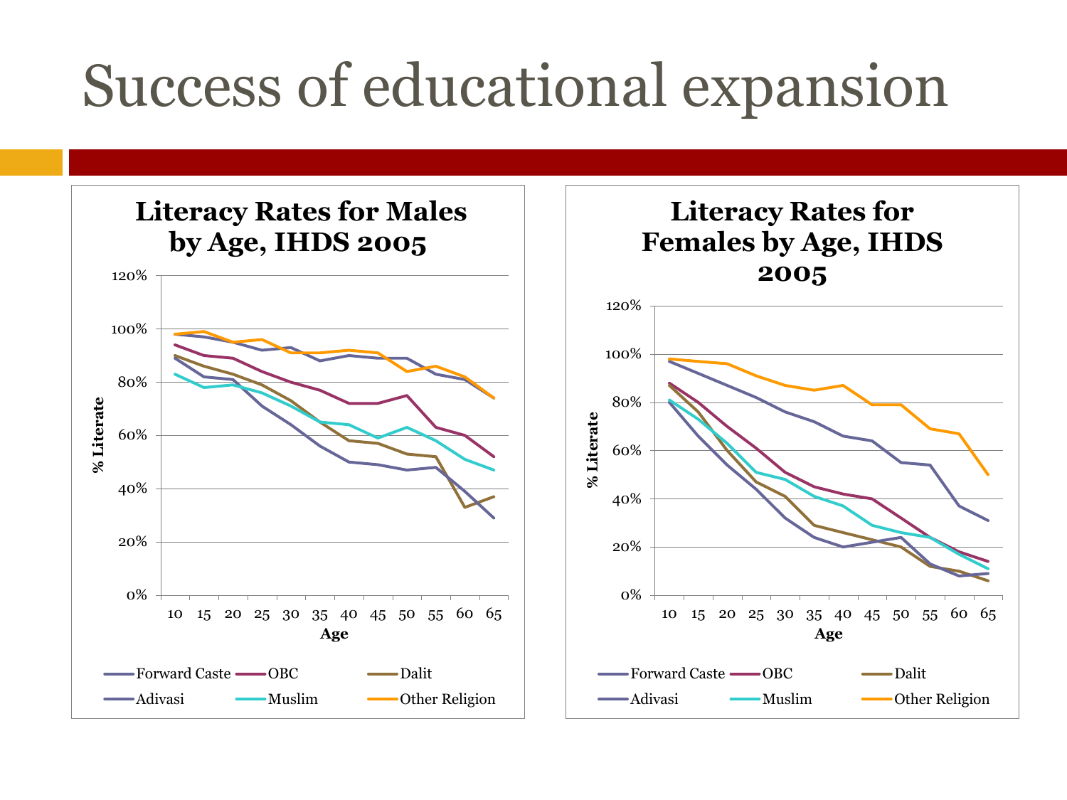# Success of educational expansion

**Literacy Rates for Males by Age, IHDS 2005**

**Literacy Rates for Females by Age, IHDS 2005**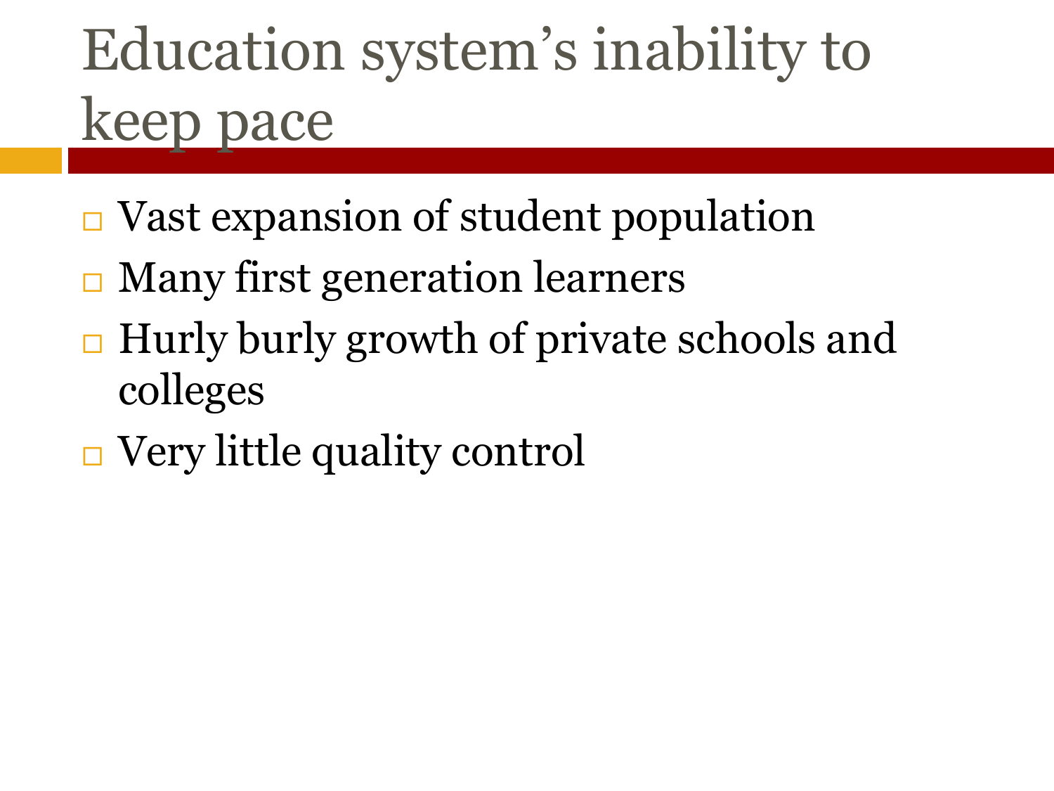# Education system's inability to keep pace

- Vast expansion of student population
- Many first generation learners
- Hurly burly growth of private schools and colleges
- Very little quality control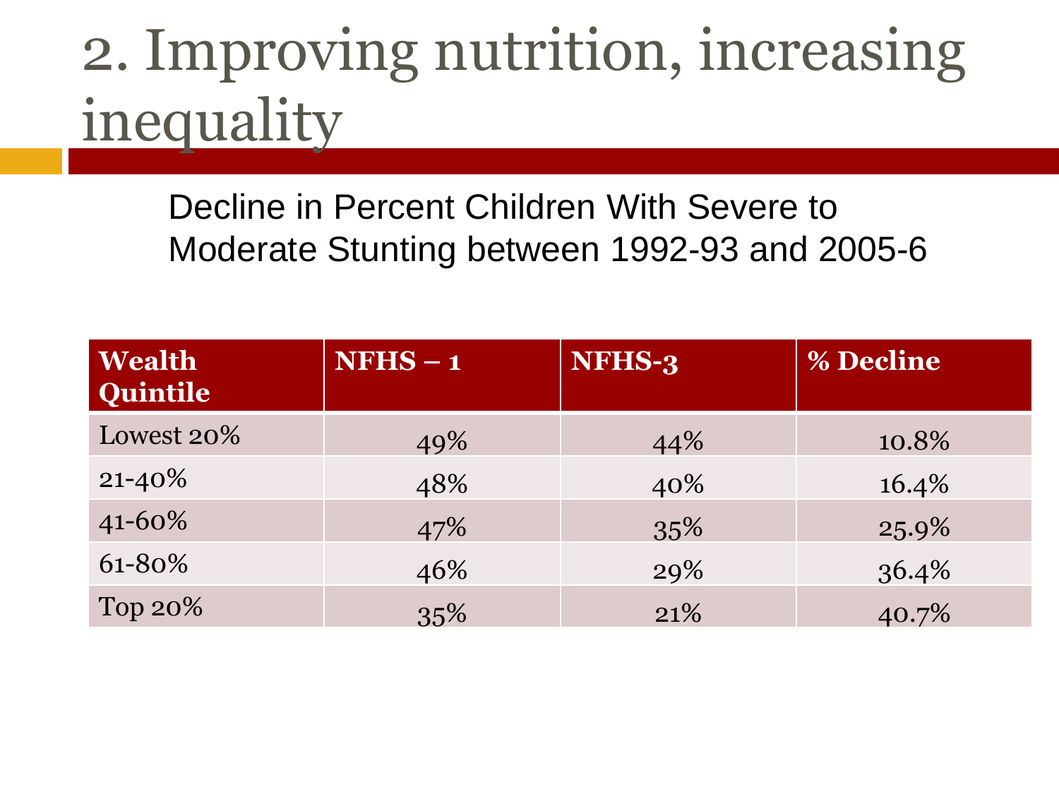# 2. Improving nutrition, increasing inequality

Decline in Percent Children With Severe to Moderate Stunting between 1992-93 and 2005-6

| Wealth Quintile | NFHS – 1 | NFHS-3 | % Decline |
| --- | --- | --- | --- |
| Lowest 20% | 49% | 44% | 10.8% |
| 21-40% | 48% | 40% | 16.4% |
| 41-60% | 47% | 35% | 25.9% |
| 61-80% | 46% | 29% | 36.4% |
| Top 20% | 35% | 21% | 40.7% |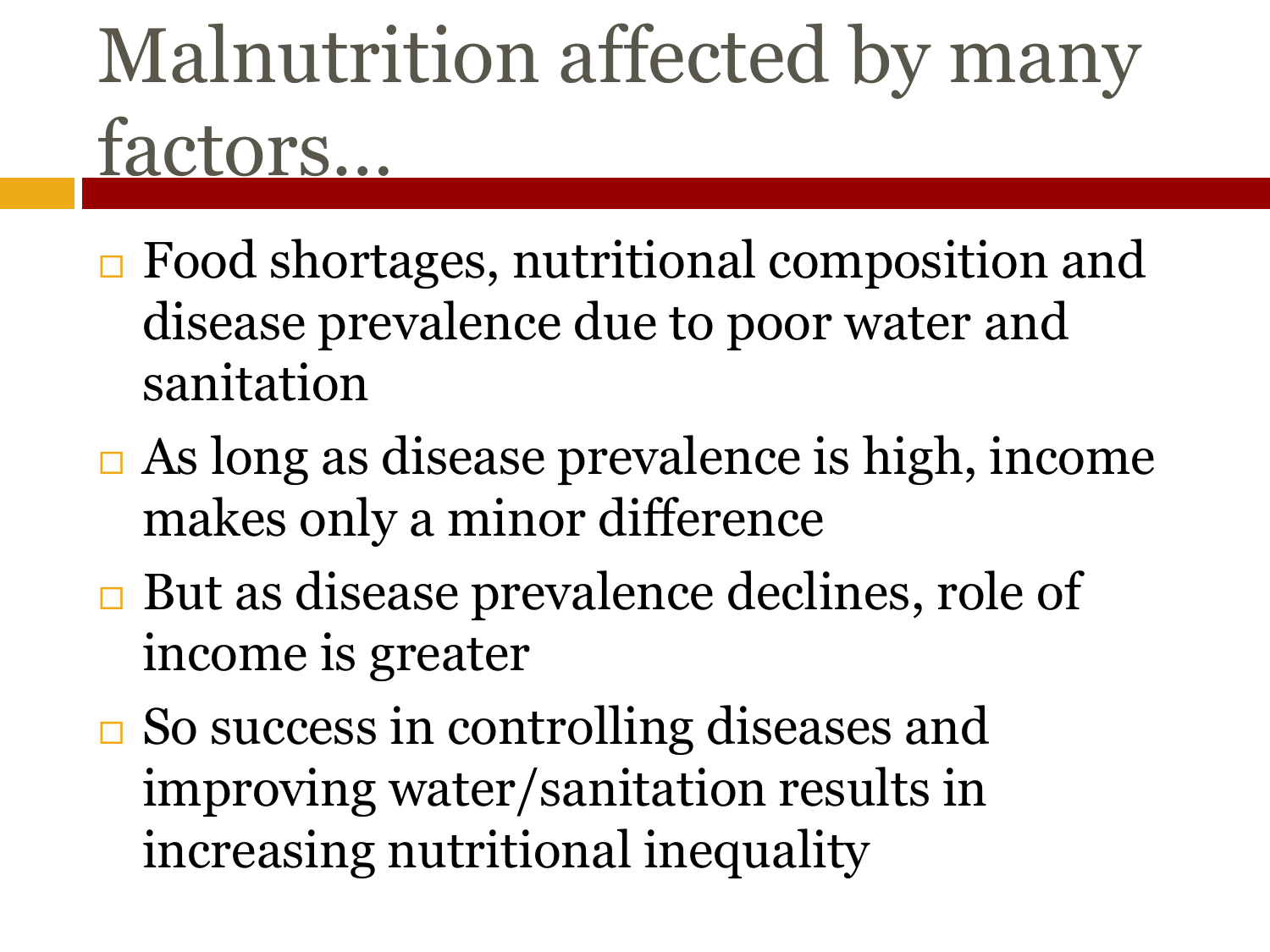# Malnutrition affected by many factors…

- Food shortages, nutritional composition and disease prevalence due to poor water and sanitation
- As long as disease prevalence is high, income makes only a minor difference
- But as disease prevalence declines, role of income is greater
- So success in controlling diseases and improving water/sanitation results in increasing nutritional inequality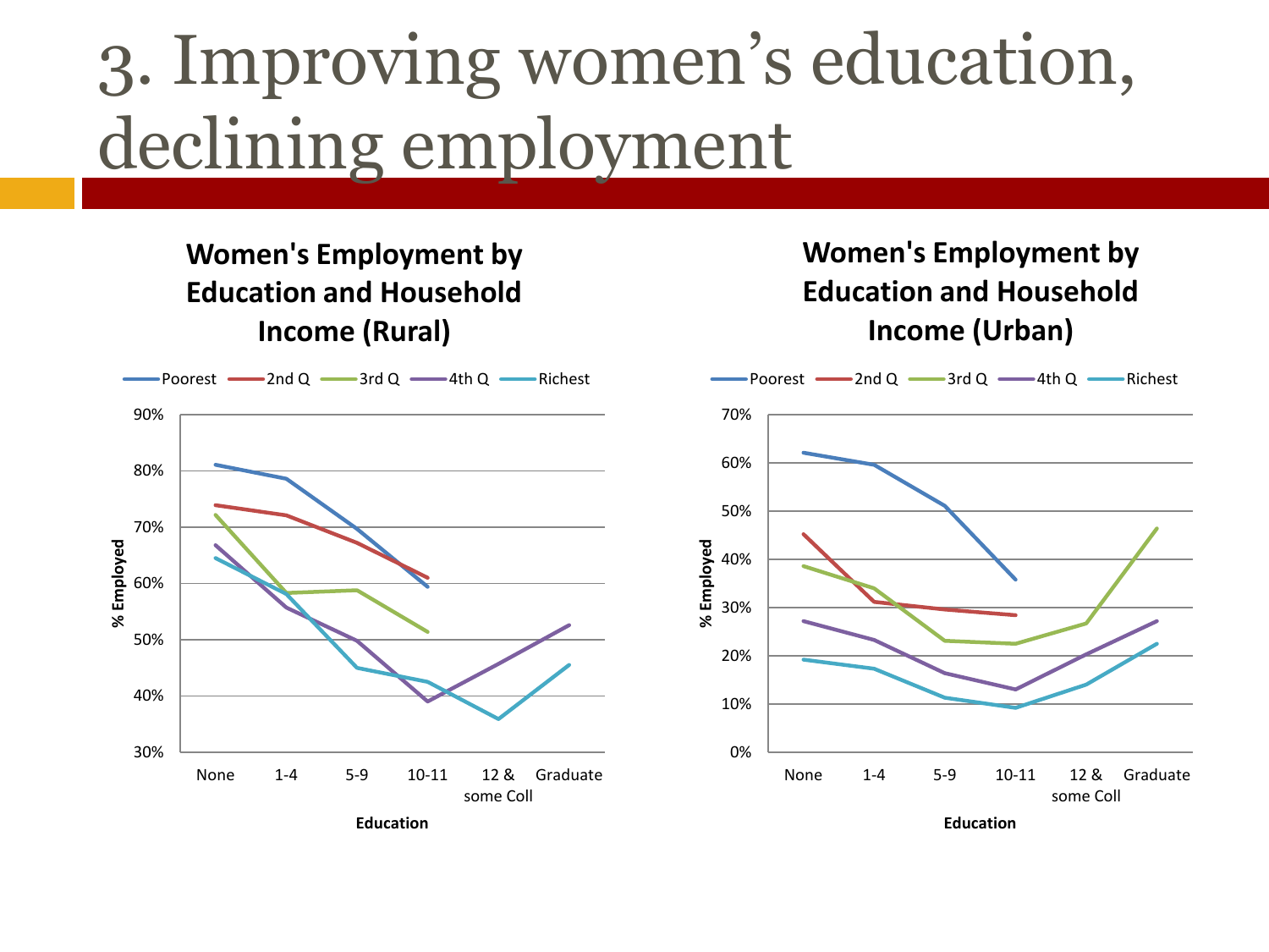# 3. Improving women's education, declining employment

**Women's Employment by Education and Household Income (Rural)**

Legend: Poorest, 2nd Q, 3rd Q, 4th Q, Richest

Y-axis: % Employed (30%–90%)

X-axis: Education — None, 1-4, 5-9, 10-11, 12 & some Coll, Graduate

**Women's Employment by Education and Household Income (Urban)**

Legend: Poorest, 2nd Q, 3rd Q, 4th Q, Richest

Y-axis: % Employed (0%–70%)

X-axis: Education — None, 1-4, 5-9, 10-11, 12 & some Coll, Graduate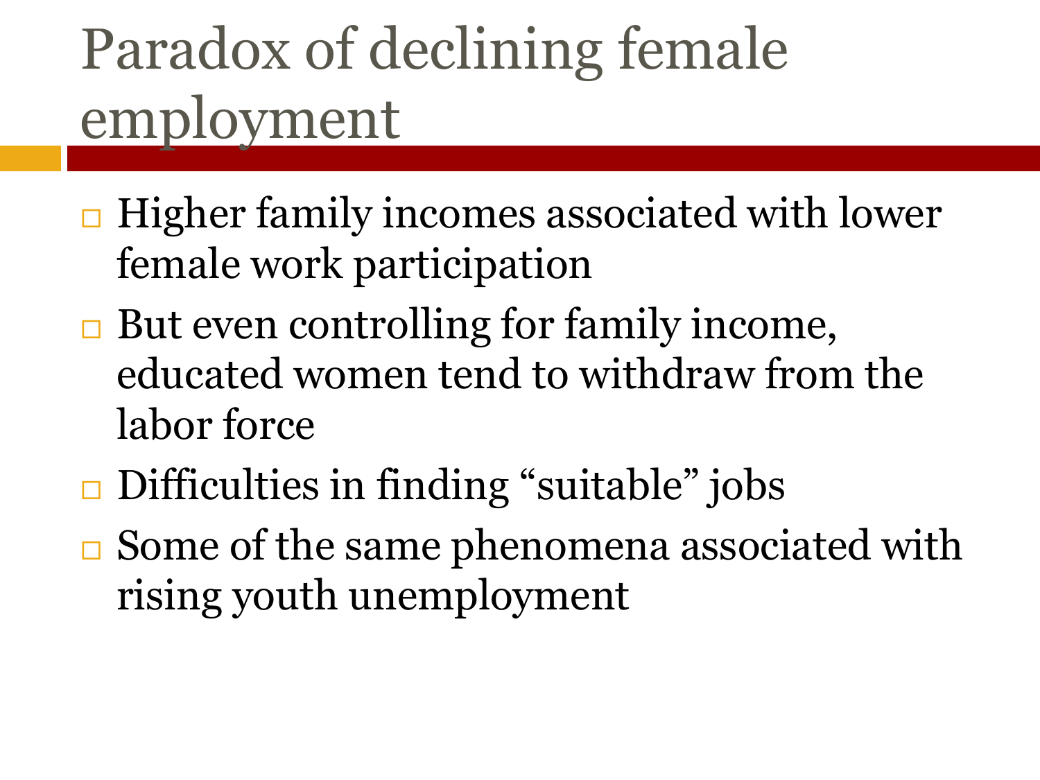# Paradox of declining female employment

- Higher family incomes associated with lower female work participation
- But even controlling for family income, educated women tend to withdraw from the labor force
- Difficulties in finding “suitable” jobs
- Some of the same phenomena associated with rising youth unemployment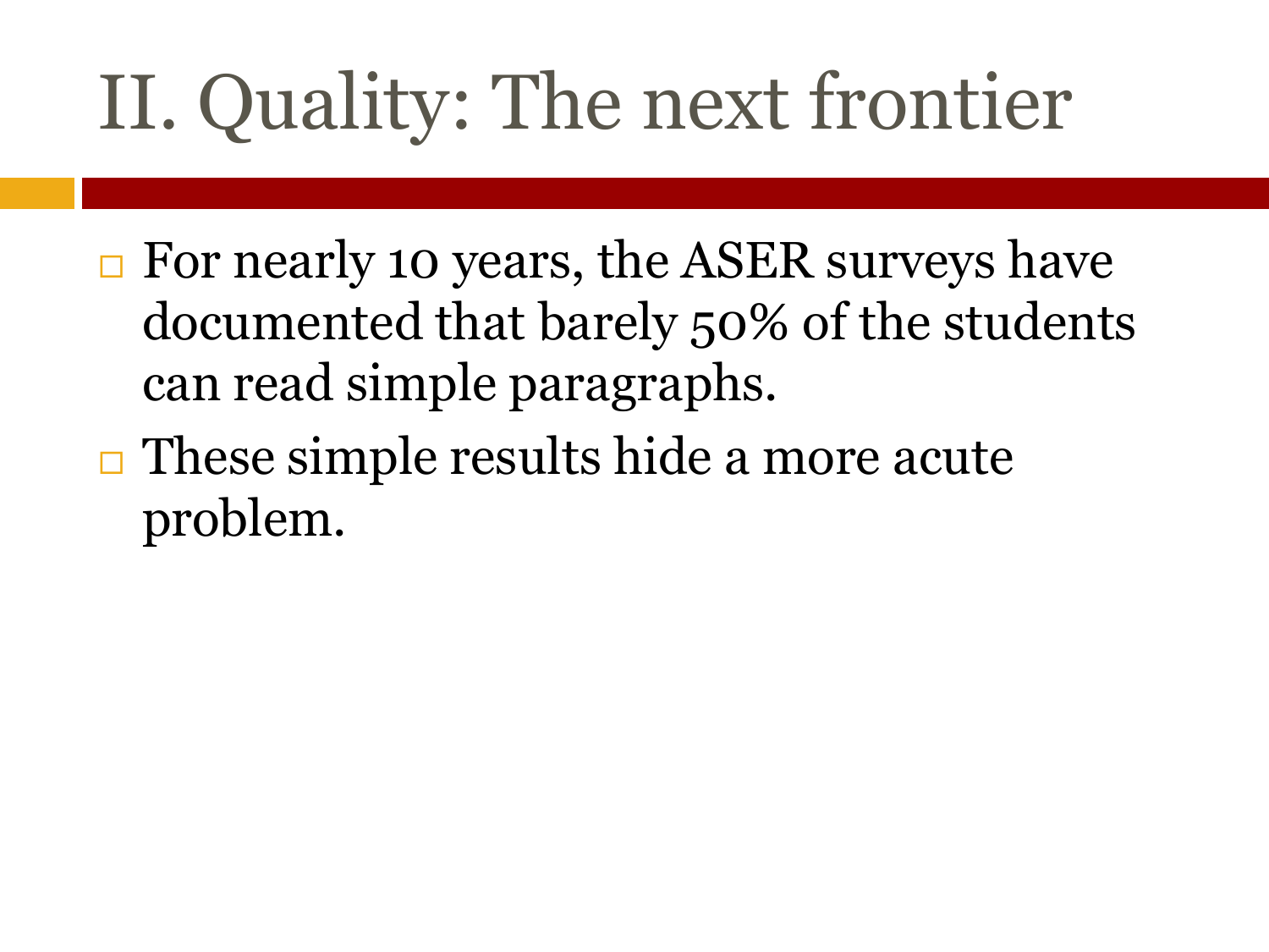# II. Quality: The next frontier

- For nearly 10 years, the ASER surveys have documented that barely 50% of the students can read simple paragraphs.
- These simple results hide a more acute problem.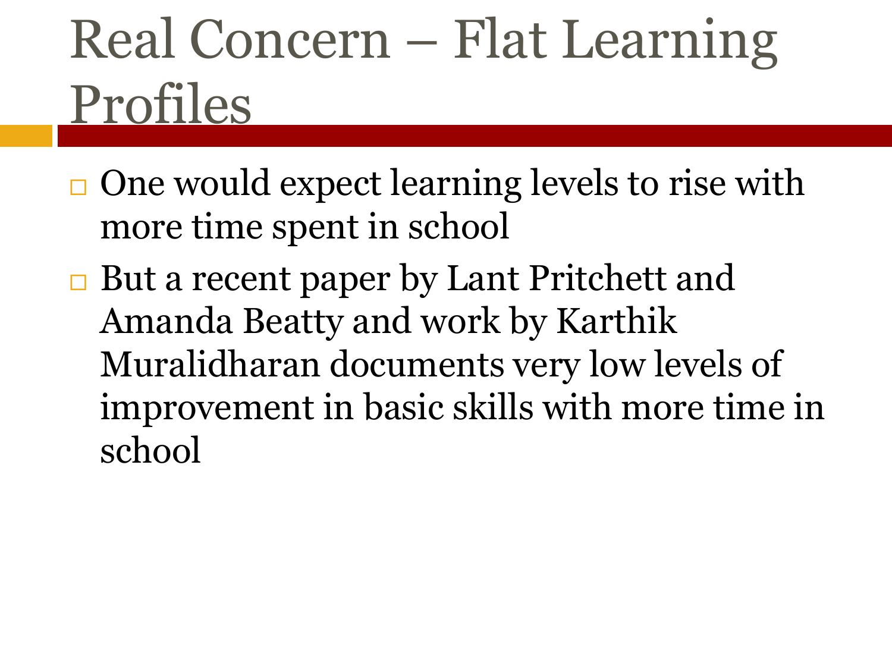# Real Concern – Flat Learning Profiles

- One would expect learning levels to rise with more time spent in school
- But a recent paper by Lant Pritchett and Amanda Beatty and work by Karthik Muralidharan documents very low levels of improvement in basic skills with more time in school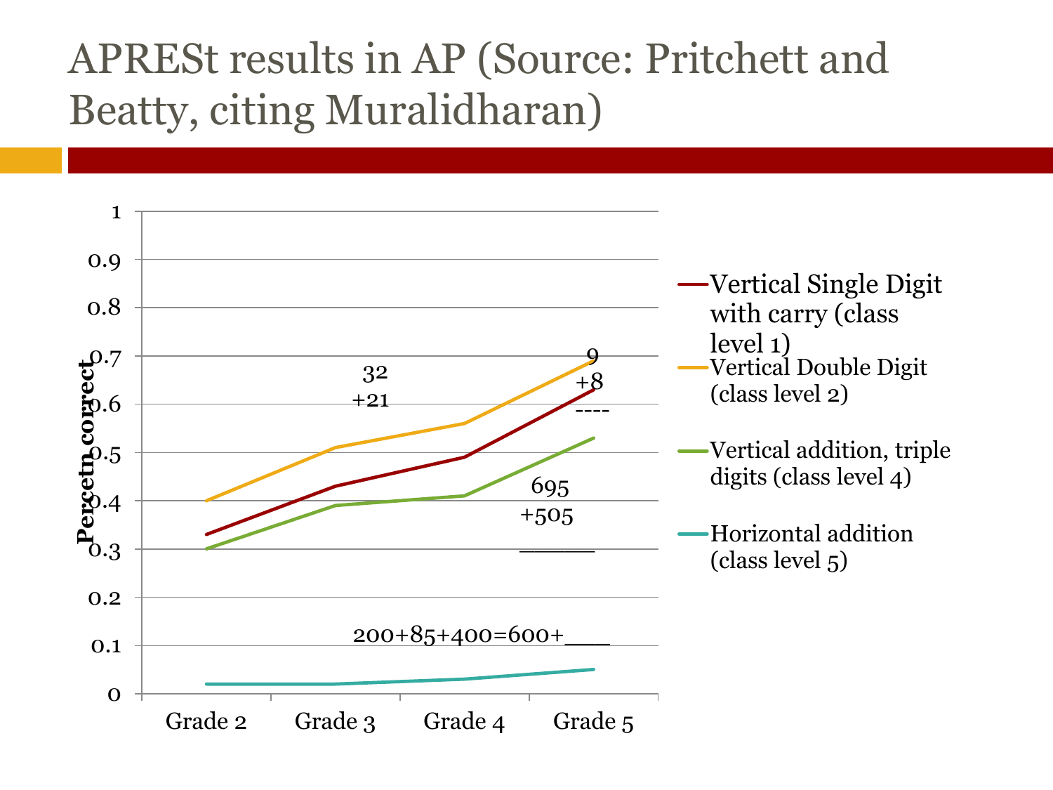# APRESt results in AP (Source: Pritchett and Beatty, citing Muralidharan)

Percetn correct

1
0.9
0.8
0.7
0.6
0.5
0.4
0.3
0.2
0.1
0

Grade 2 | Grade 3 | Grade 4 | Grade 5

32
+21

9
+8
----

695
+505
______

200+85+400=600+____

- Vertical Single Digit with carry (class level 1)
- Vertical Double Digit (class level 2)
- Vertical addition, triple digits (class level 4)
- Horizontal addition (class level 5)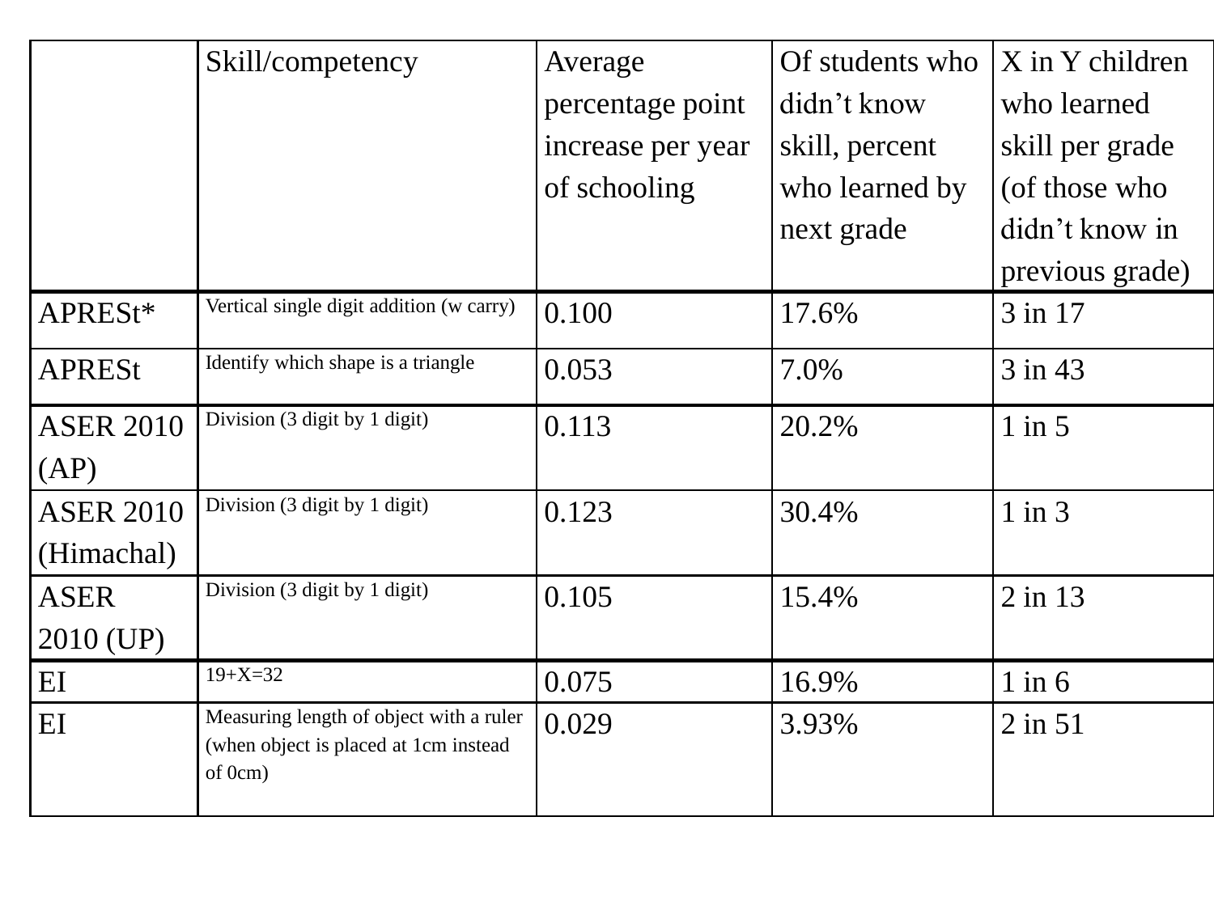| | Skill/competency | Average percentage point increase per year of schooling | Of students who didn't know skill, percent who learned by next grade | X in Y children who learned skill per grade (of those who didn't know in previous grade) |
|---|---|---|---|---|
| APRESt* | Vertical single digit addition (w carry) | 0.100 | 17.6% | 3 in 17 |
| APRESt | Identify which shape is a triangle | 0.053 | 7.0% | 3 in 43 |
| ASER 2010 (AP) | Division (3 digit by 1 digit) | 0.113 | 20.2% | 1 in 5 |
| ASER 2010 (Himachal) | Division (3 digit by 1 digit) | 0.123 | 30.4% | 1 in 3 |
| ASER 2010 (UP) | Division (3 digit by 1 digit) | 0.105 | 15.4% | 2 in 13 |
| EI | 19+X=32 | 0.075 | 16.9% | 1 in 6 |
| EI | Measuring length of object with a ruler (when object is placed at 1cm instead of 0cm) | 0.029 | 3.93% | 2 in 51 |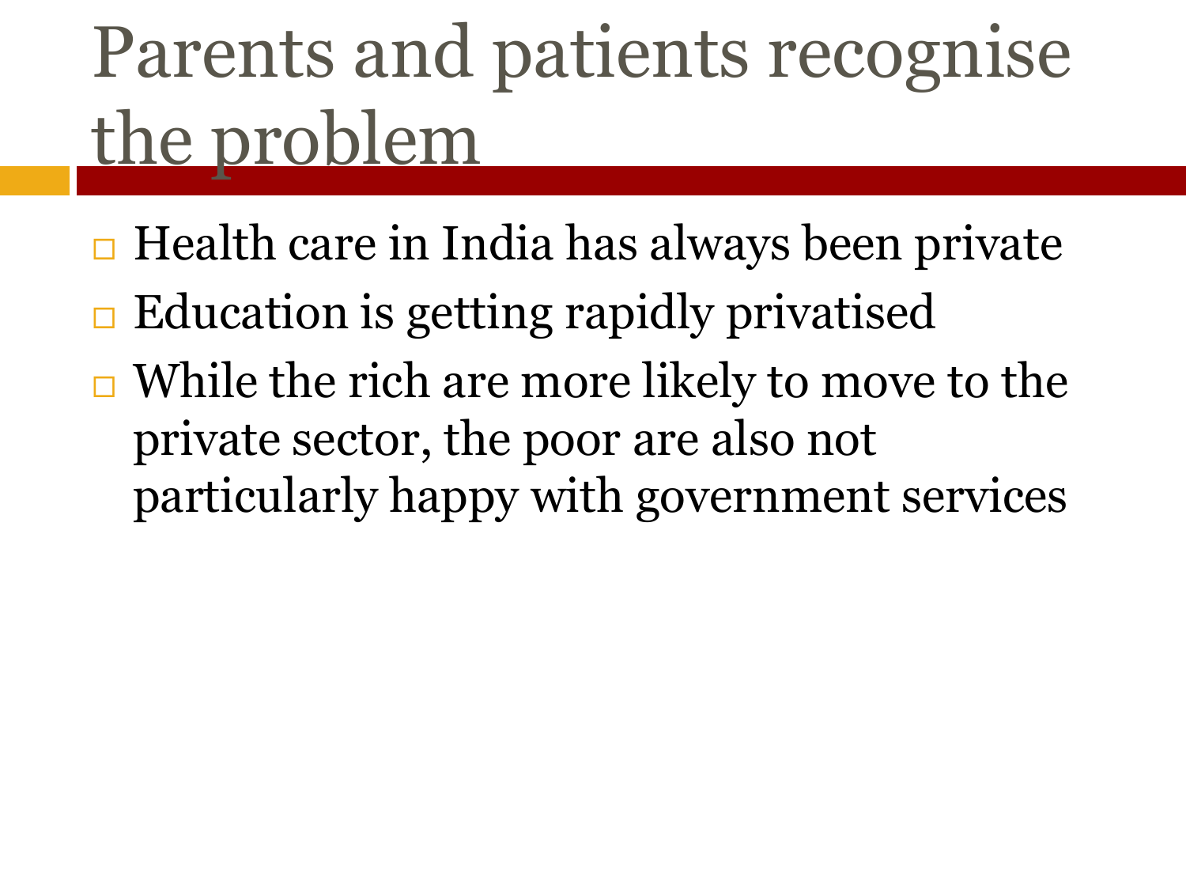# Parents and patients recognise the problem

- Health care in India has always been private
- Education is getting rapidly privatised
- While the rich are more likely to move to the private sector, the poor are also not particularly happy with government services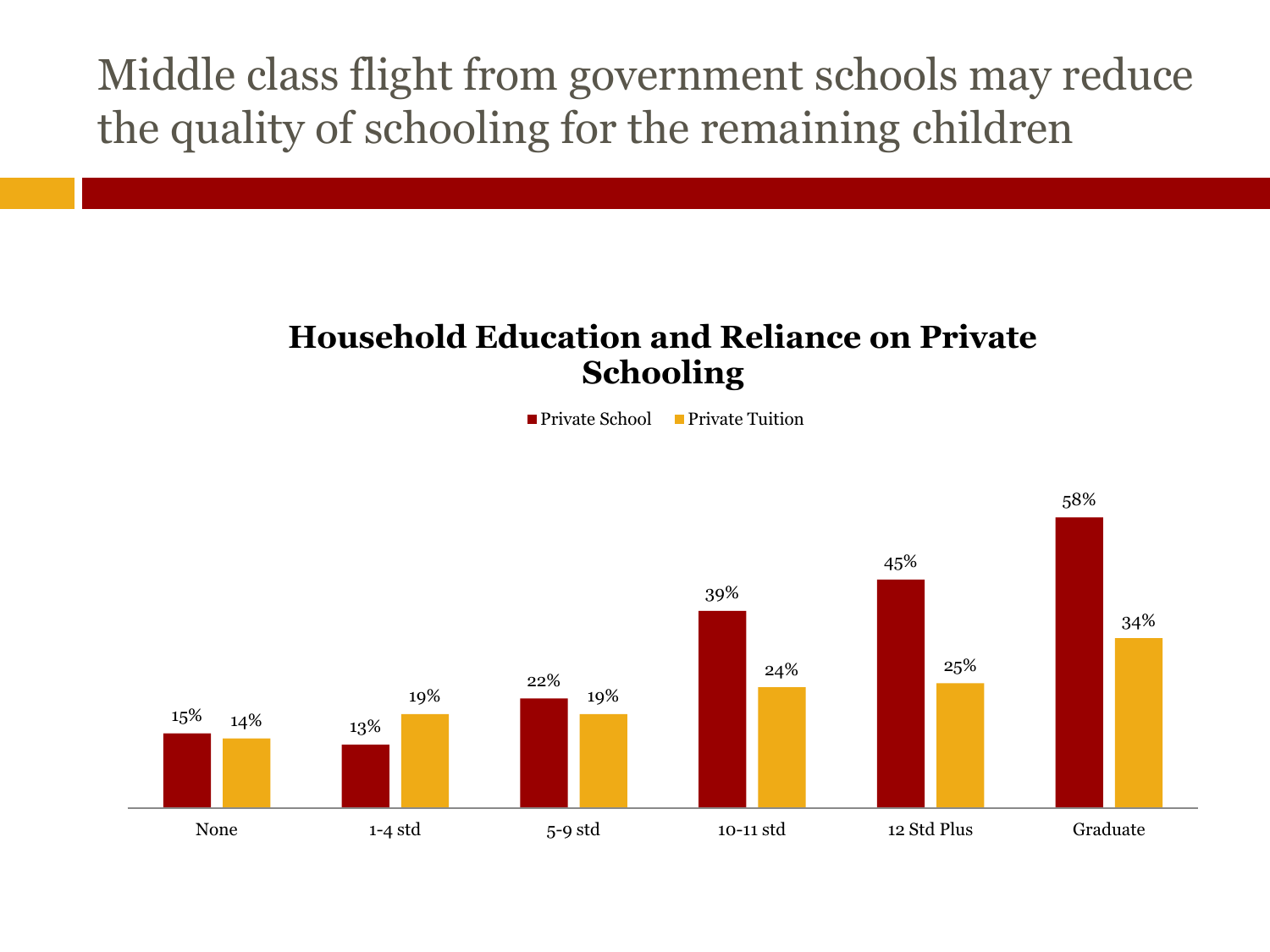# Middle class flight from government schools may reduce the quality of schooling for the remaining children

**Household Education and Reliance on Private Schooling**

| Household Education | Private School | Private Tuition |
| --- | --- | --- |
| None | 15% | 14% |
| 1-4 std | 13% | 19% |
| 5-9 std | 22% | 19% |
| 10-11 std | 39% | 24% |
| 12 Std Plus | 45% | 25% |
| Graduate | 58% | 34% |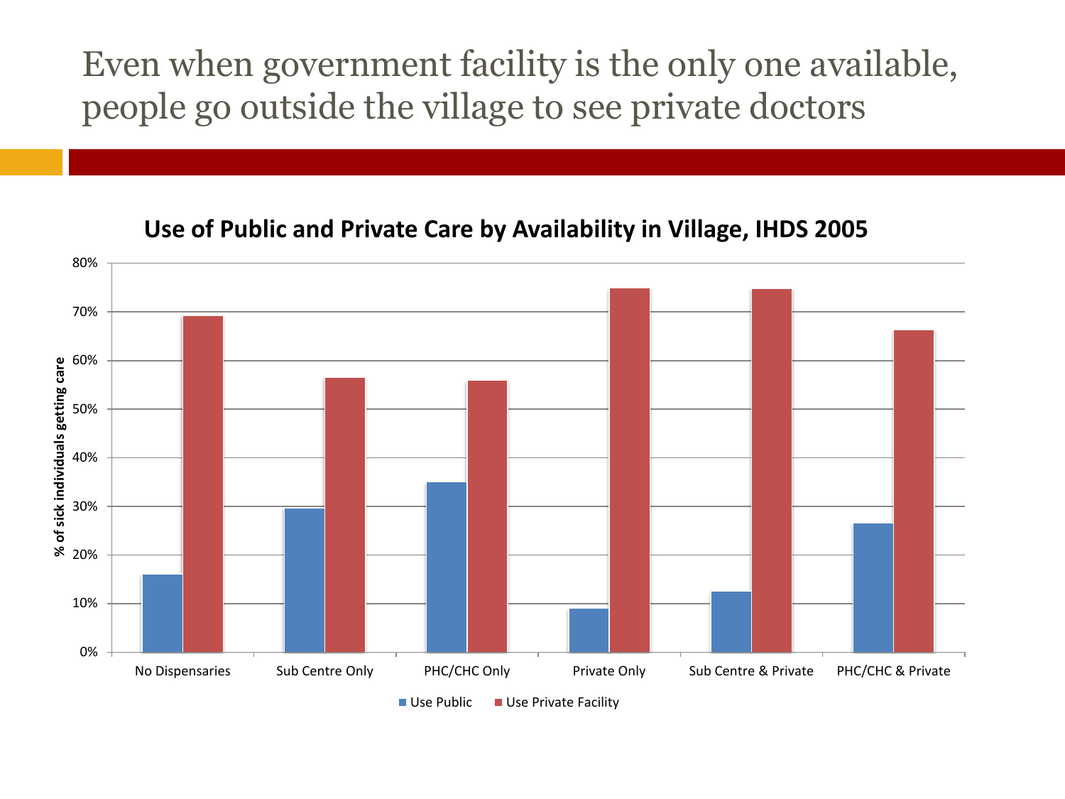# Even when government facility is the only one available, people go outside the village to see private doctors

**Use of Public and Private Care by Availability in Village, IHDS 2005**

% of sick individuals getting care

| | Use Public | Use Private Facility |
|---|---|---|
| No Dispensaries | 16% | 69% |
| Sub Centre Only | 30% | 57% |
| PHC/CHC Only | 35% | 56% |
| Private Only | 9% | 75% |
| Sub Centre & Private | 12% | 75% |
| PHC/CHC & Private | 26% | 66% |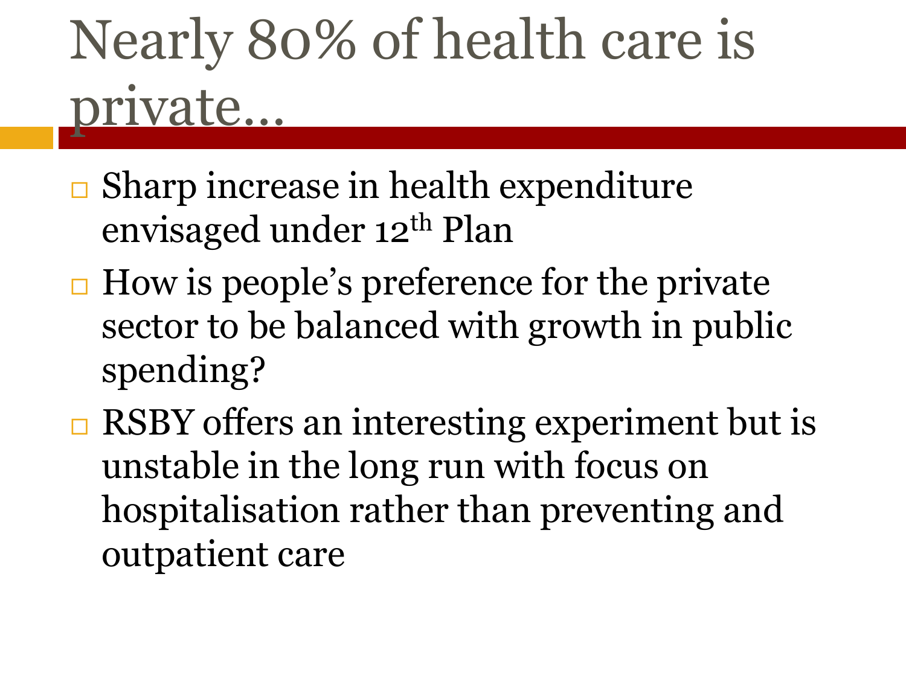# Nearly 80% of health care is private…

- Sharp increase in health expenditure envisaged under 12th Plan
- How is people's preference for the private sector to be balanced with growth in public spending?
- RSBY offers an interesting experiment but is unstable in the long run with focus on hospitalisation rather than preventing and outpatient care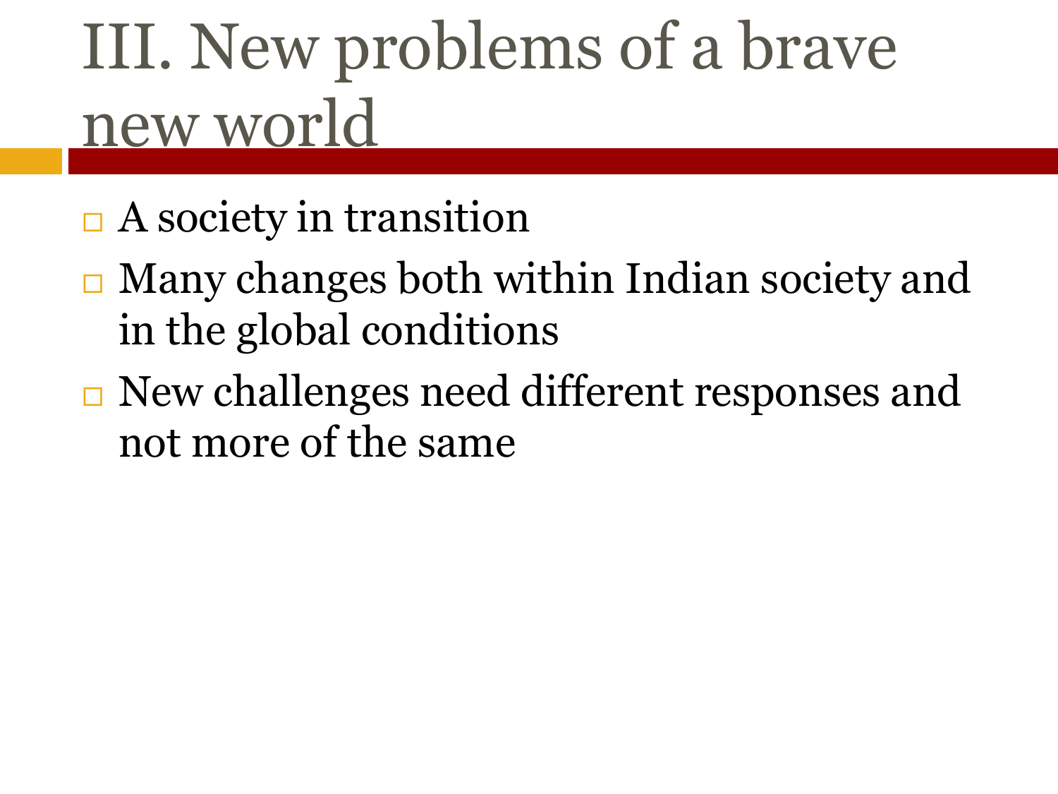# III. New problems of a brave new world

- A society in transition
- Many changes both within Indian society and in the global conditions
- New challenges need different responses and not more of the same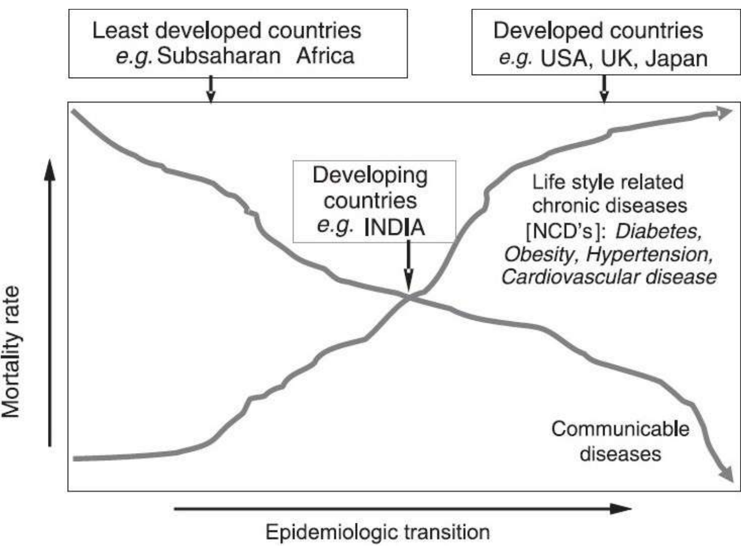Least developed countries
*e.g.* Subsaharan Africa

Developed countries
*e.g.* USA, UK, Japan

Developing countries
*e.g.* INDIA

Life style related chronic diseases [NCD's]: *Diabetes, Obesity, Hypertension, Cardiovascular disease*

Communicable diseases

Mortality rate

Epidemiologic transition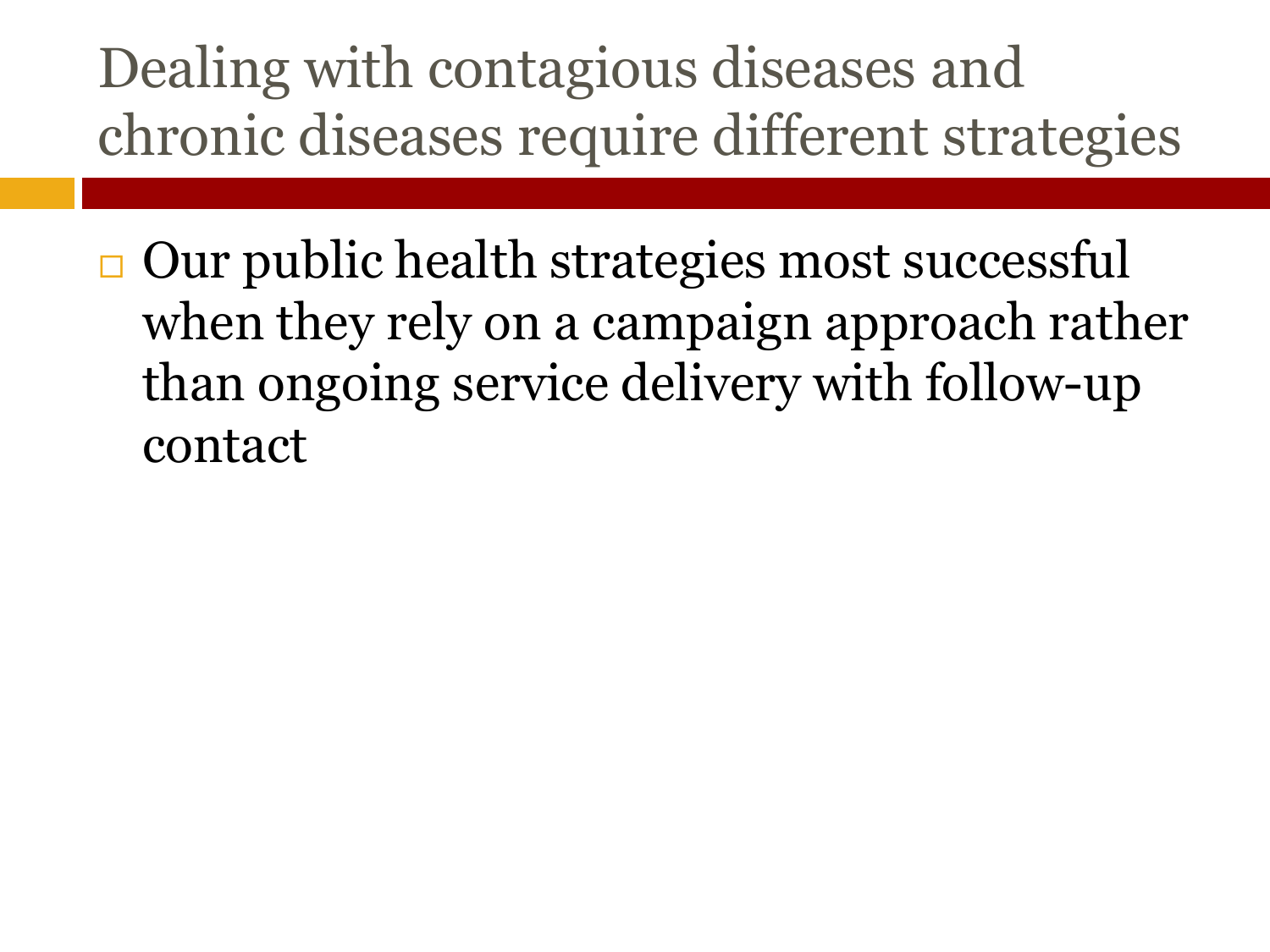# Dealing with contagious diseases and chronic diseases require different strategies

- Our public health strategies most successful when they rely on a campaign approach rather than ongoing service delivery with follow-up contact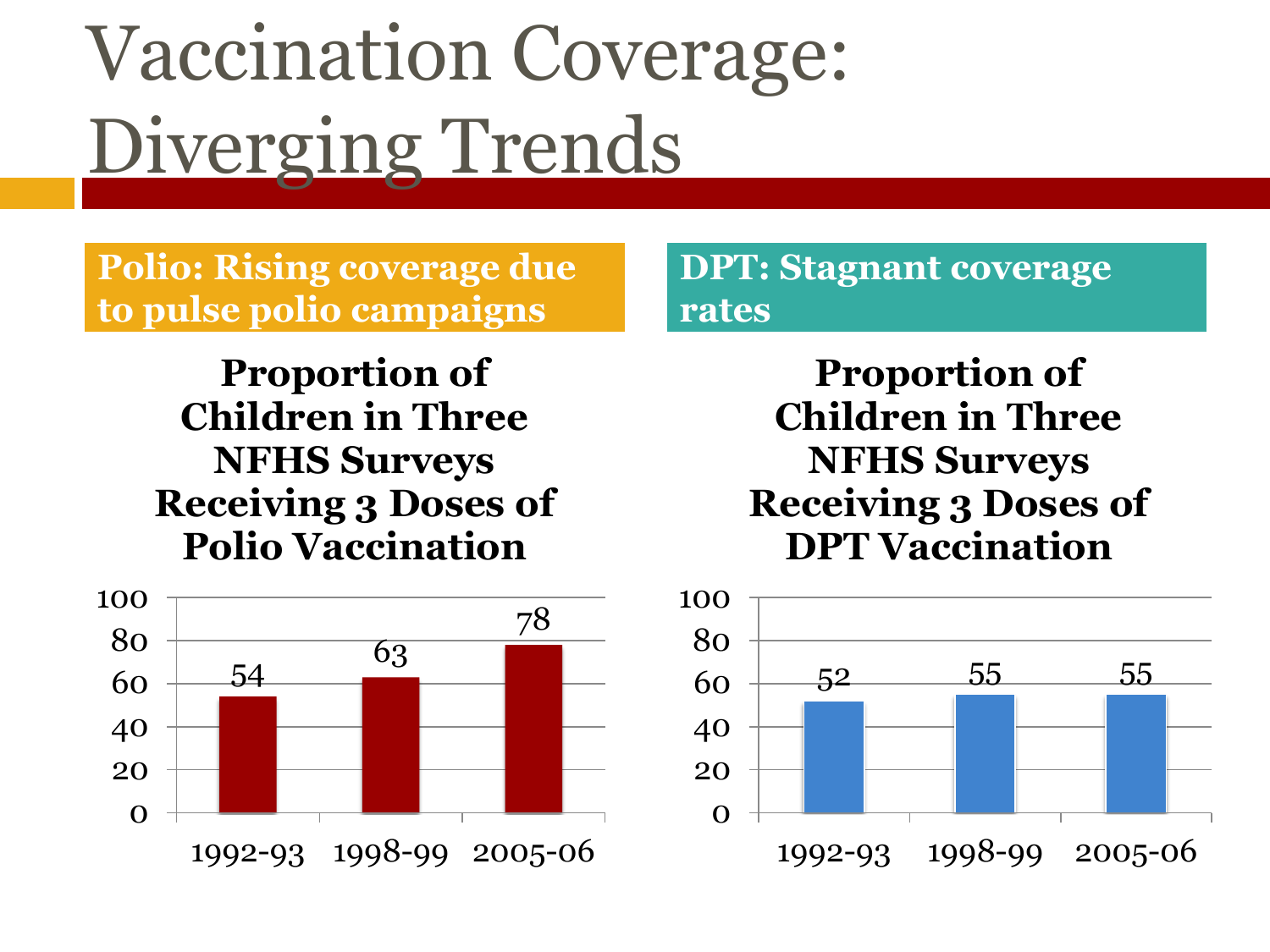# Vaccination Coverage: Diverging Trends

**Polio: Rising coverage due to pulse polio campaigns**

**Proportion of Children in Three NFHS Surveys Receiving 3 Doses of Polio Vaccination**

| Survey | Percent |
|---|---|
| 1992-93 | 54 |
| 1998-99 | 63 |
| 2005-06 | 78 |

**DPT: Stagnant coverage rates**

**Proportion of Children in Three NFHS Surveys Receiving 3 Doses of DPT Vaccination**

| Survey | Percent |
|---|---|
| 1992-93 | 52 |
| 1998-99 | 55 |
| 2005-06 | 55 |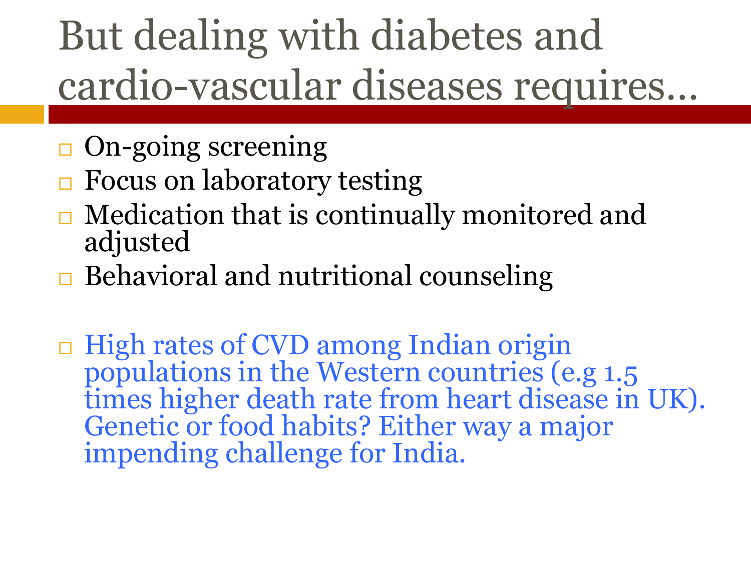# But dealing with diabetes and cardio-vascular diseases requires…

- On-going screening
- Focus on laboratory testing
- Medication that is continually monitored and adjusted
- Behavioral and nutritional counseling

- High rates of CVD among Indian origin populations in the Western countries (e.g 1.5 times higher death rate from heart disease in UK). Genetic or food habits? Either way a major impending challenge for India.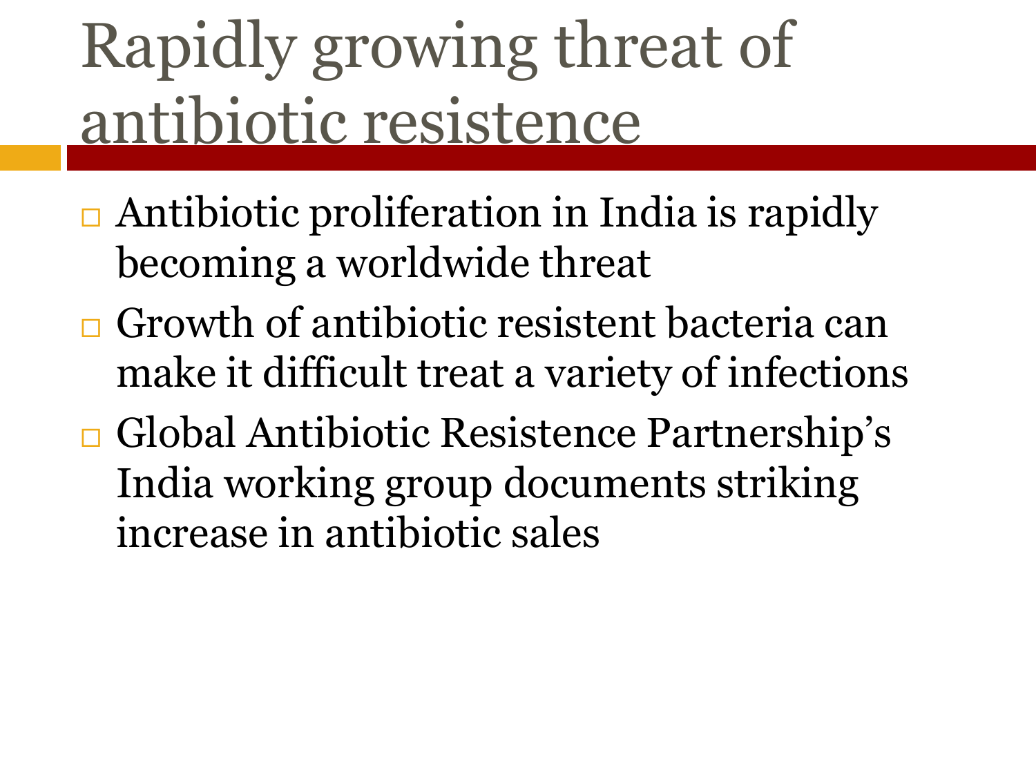# Rapidly growing threat of antibiotic resistence

- Antibiotic proliferation in India is rapidly becoming a worldwide threat
- Growth of antibiotic resistent bacteria can make it difficult treat a variety of infections
- Global Antibiotic Resistence Partnership's India working group documents striking increase in antibiotic sales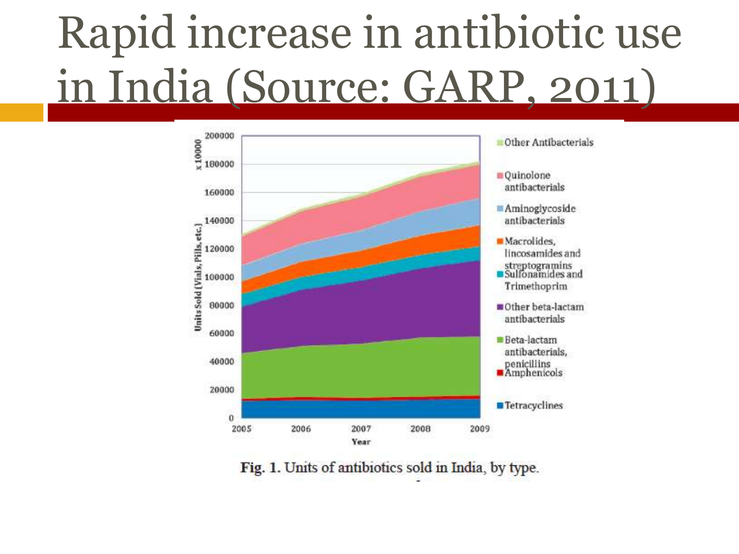# Rapid increase in antibiotic use in India (Source: GARP, 2011)

Fig. 1. Units of antibiotics sold in India, by type.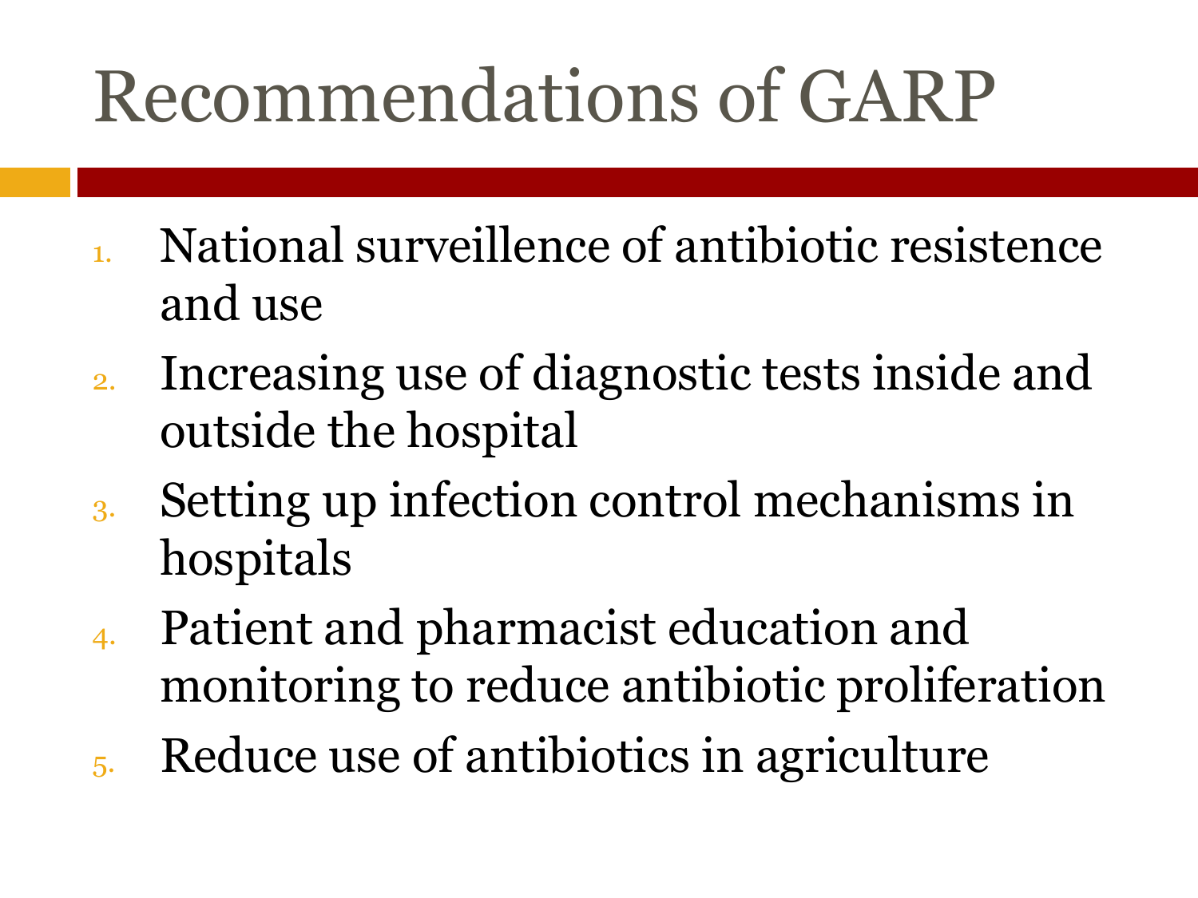# Recommendations of GARP

1. National surveillence of antibiotic resistence and use
2. Increasing use of diagnostic tests inside and outside the hospital
3. Setting up infection control mechanisms in hospitals
4. Patient and pharmacist education and monitoring to reduce antibiotic proliferation
5. Reduce use of antibiotics in agriculture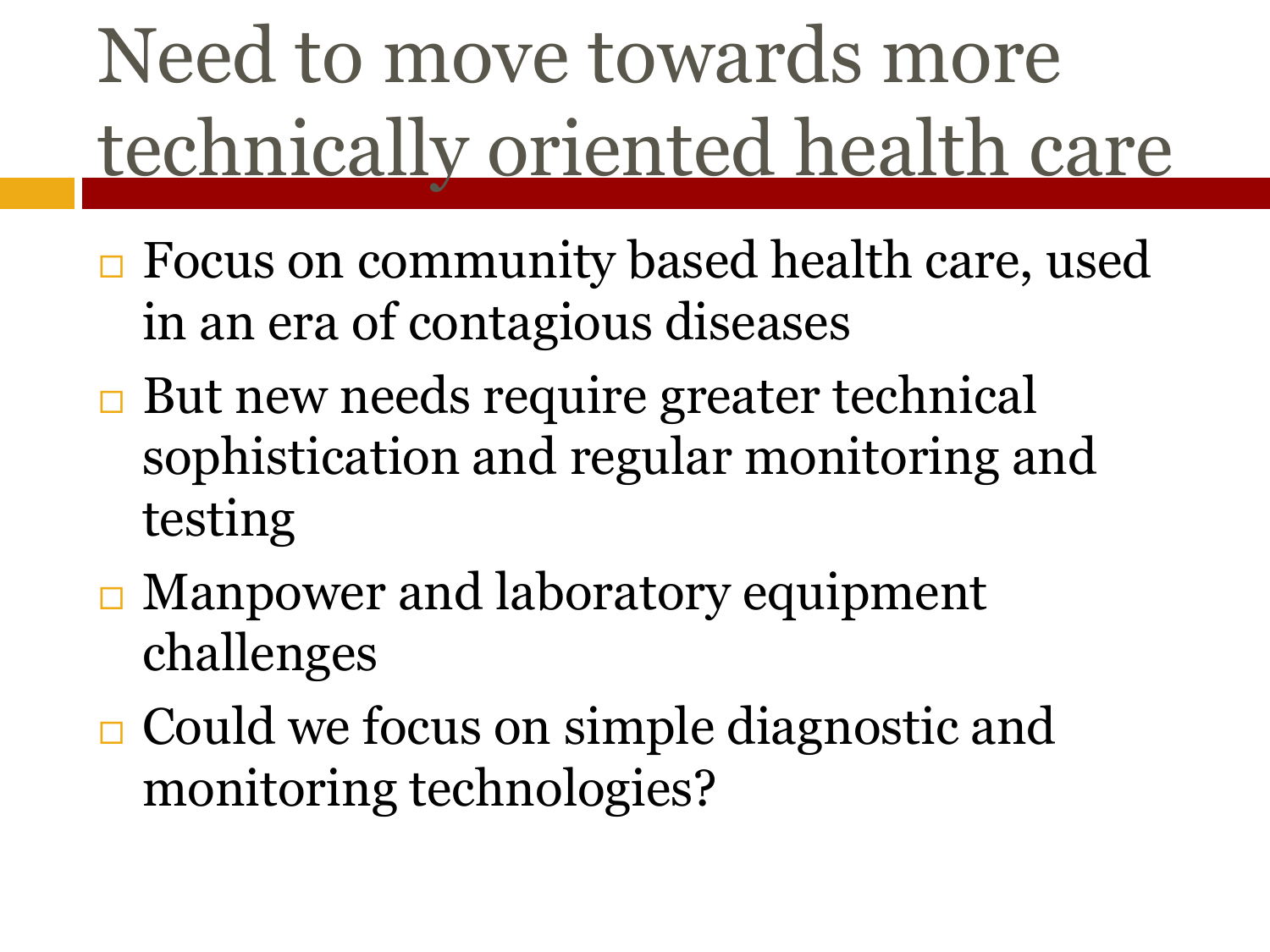# Need to move towards more technically oriented health care

- Focus on community based health care, used in an era of contagious diseases
- But new needs require greater technical sophistication and regular monitoring and testing
- Manpower and laboratory equipment challenges
- Could we focus on simple diagnostic and monitoring technologies?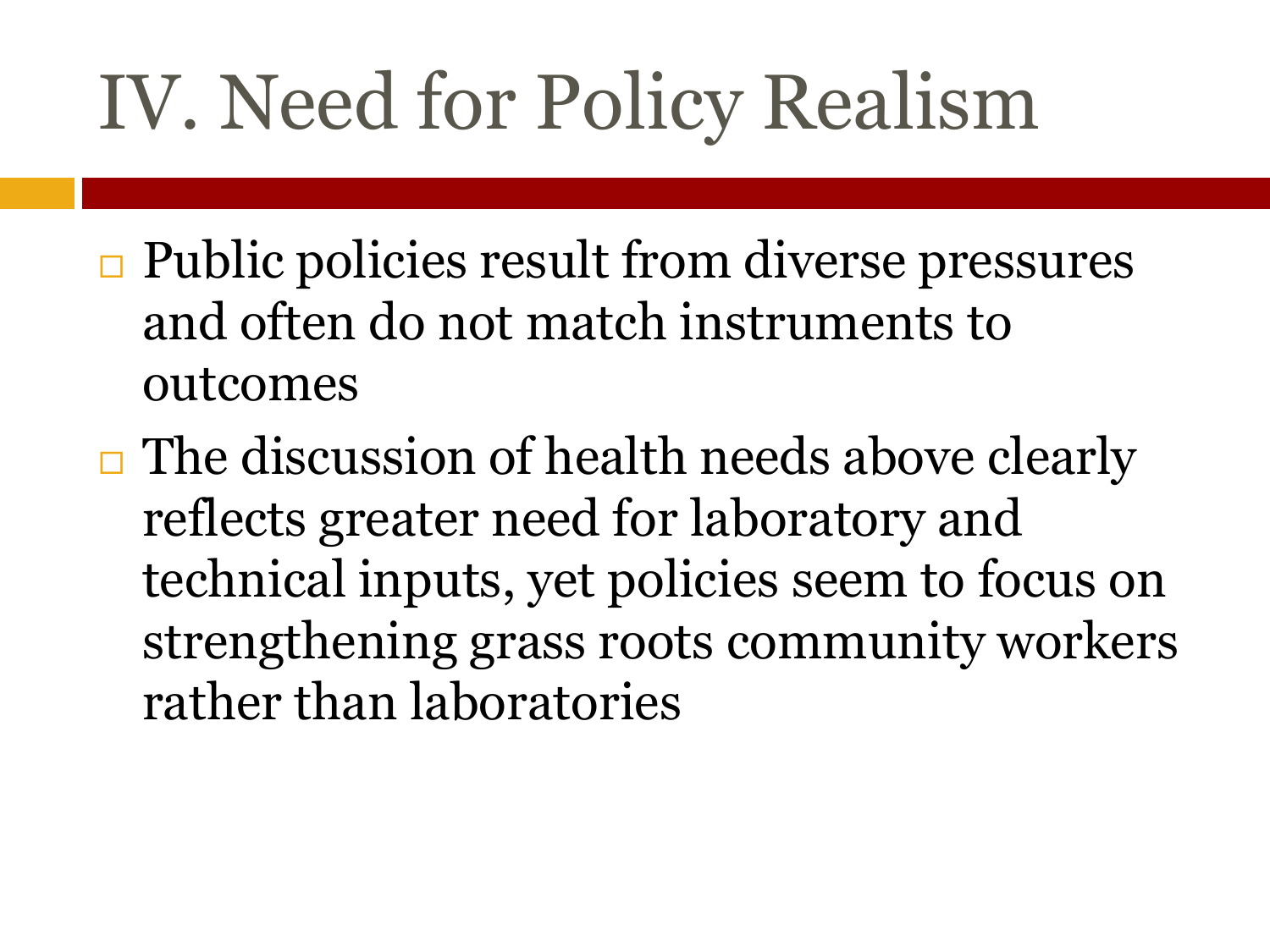# IV. Need for Policy Realism

- Public policies result from diverse pressures and often do not match instruments to outcomes
- The discussion of health needs above clearly reflects greater need for laboratory and technical inputs, yet policies seem to focus on strengthening grass roots community workers rather than laboratories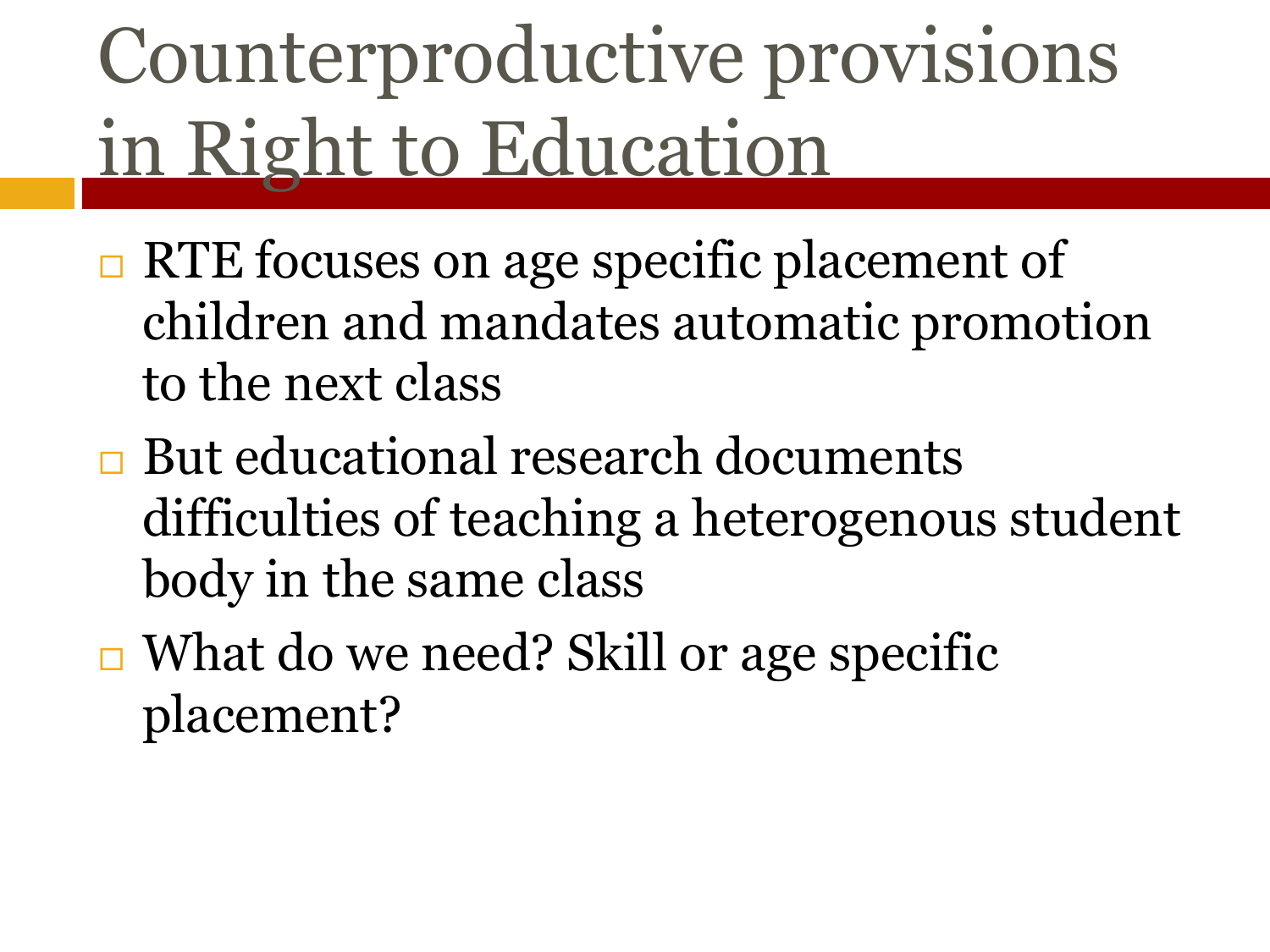# Counterproductive provisions in Right to Education

- RTE focuses on age specific placement of children and mandates automatic promotion to the next class
- But educational research documents difficulties of teaching a heterogenous student body in the same class
- What do we need? Skill or age specific placement?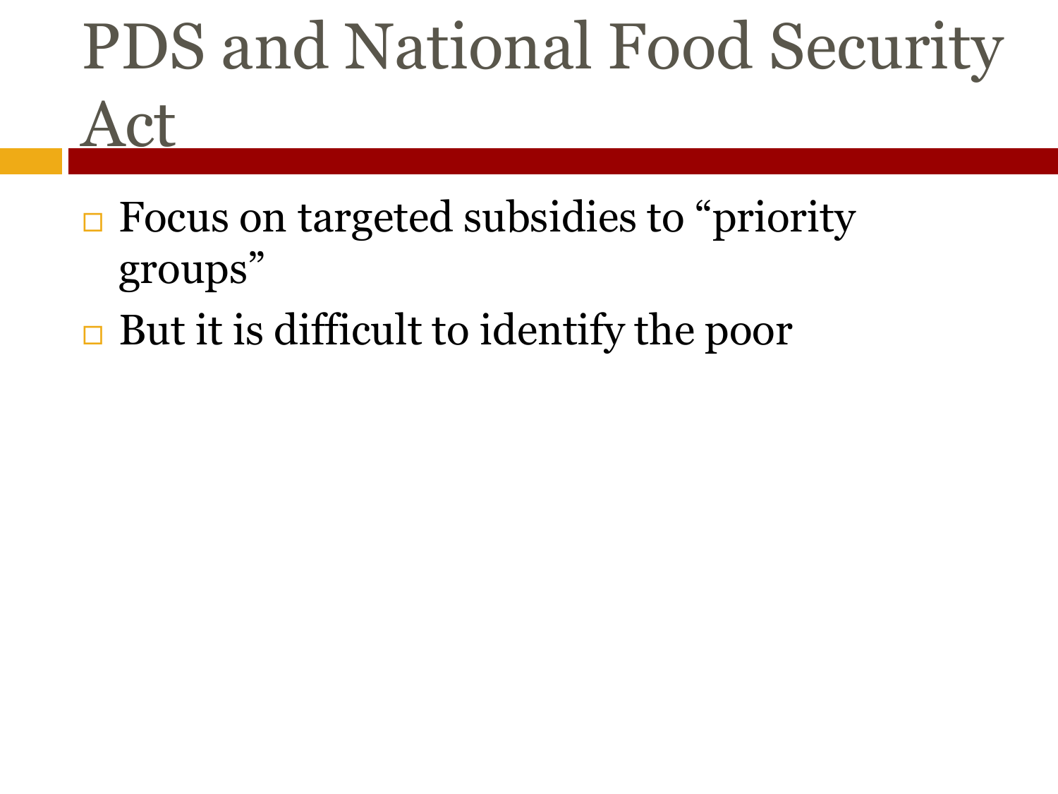# PDS and National Food Security Act

- Focus on targeted subsidies to "priority groups"
- But it is difficult to identify the poor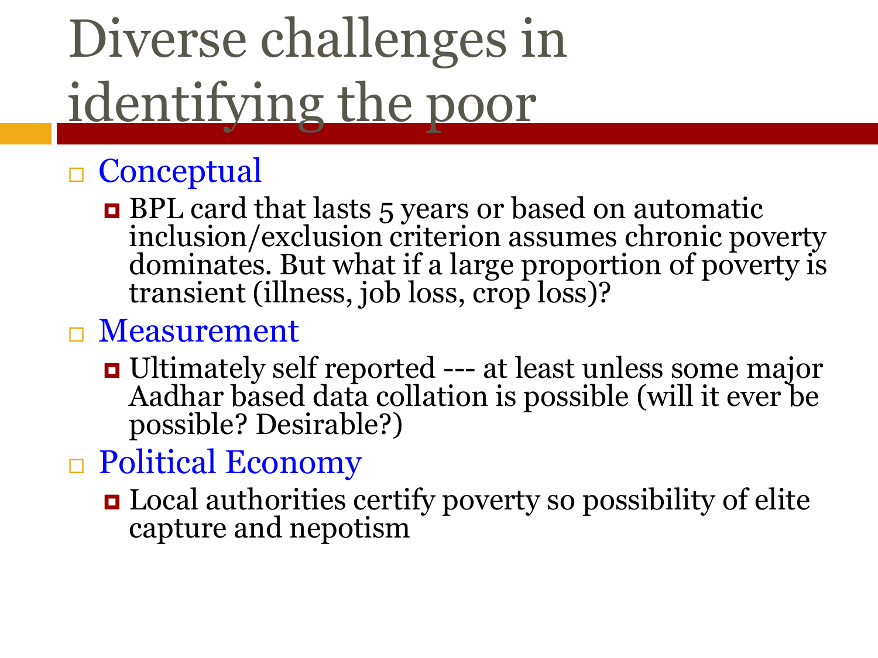# Diverse challenges in identifying the poor

- Conceptual
  - BPL card that lasts 5 years or based on automatic inclusion/exclusion criterion assumes chronic poverty dominates. But what if a large proportion of poverty is transient (illness, job loss, crop loss)?
- Measurement
  - Ultimately self reported --- at least unless some major Aadhar based data collation is possible (will it ever be possible? Desirable?)
- Political Economy
  - Local authorities certify poverty so possibility of elite capture and nepotism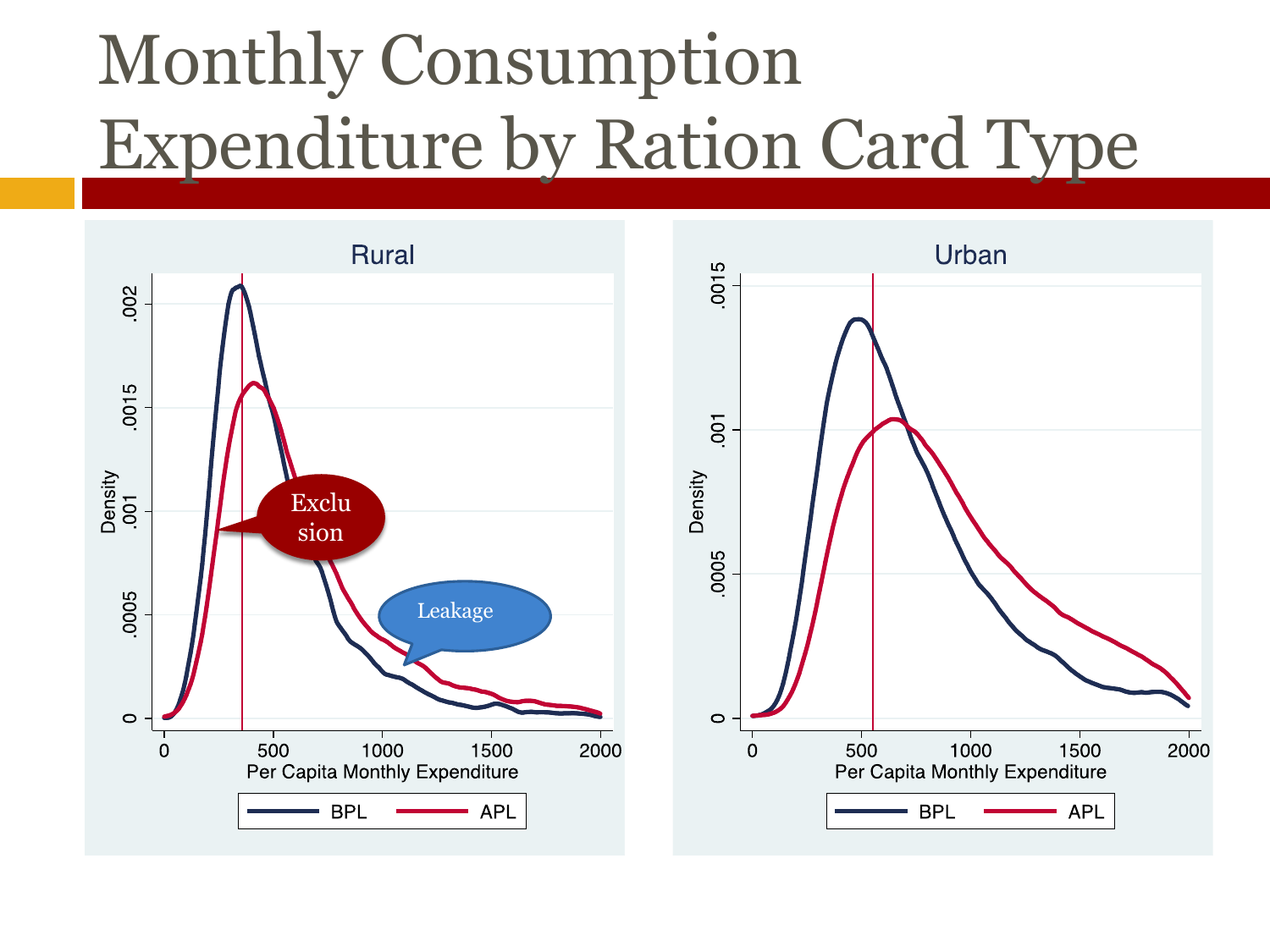# Monthly Consumption Expenditure by Ration Card Type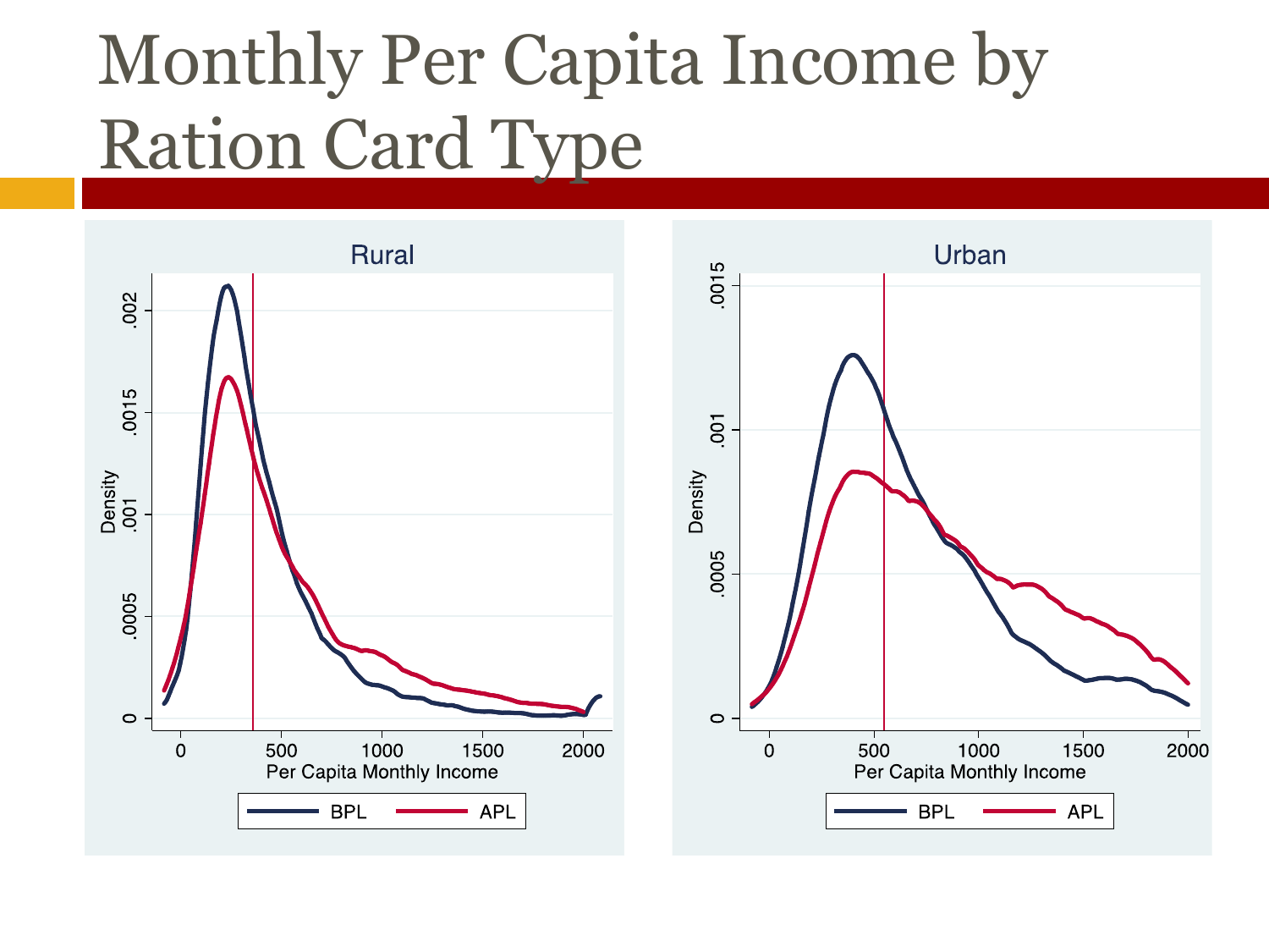# Monthly Per Capita Income by Ration Card Type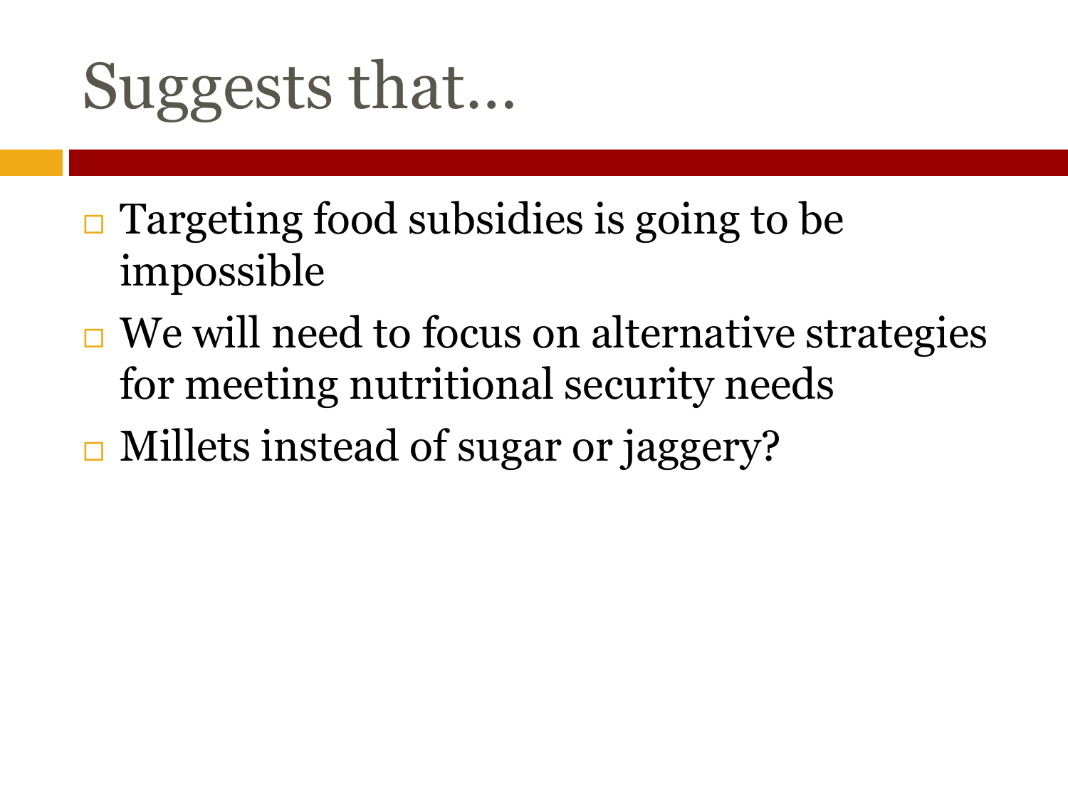# Suggests that…

- Targeting food subsidies is going to be impossible
- We will need to focus on alternative strategies for meeting nutritional security needs
- Millets instead of sugar or jaggery?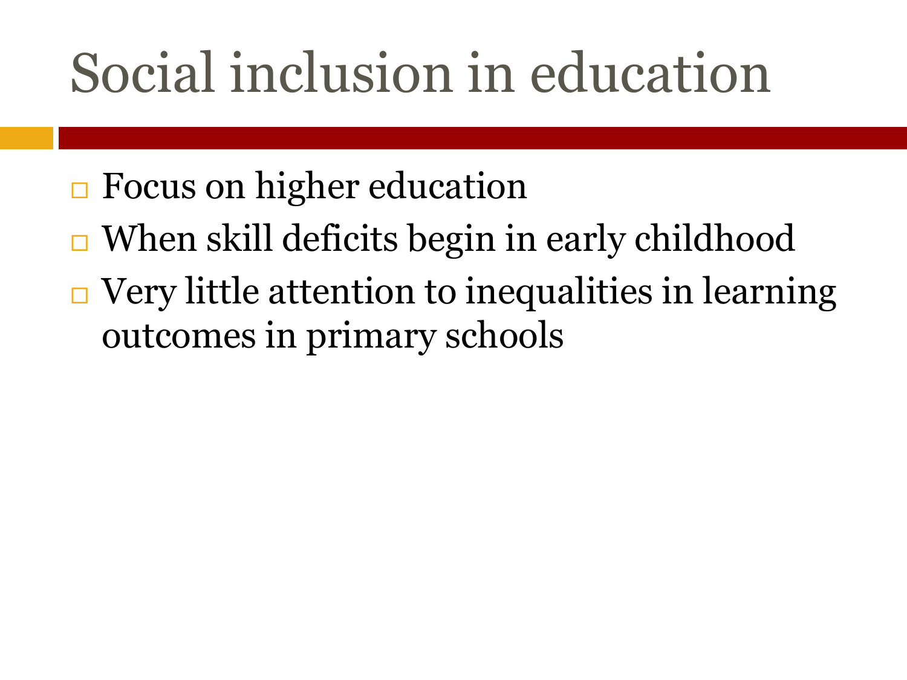# Social inclusion in education

- Focus on higher education
- When skill deficits begin in early childhood
- Very little attention to inequalities in learning outcomes in primary schools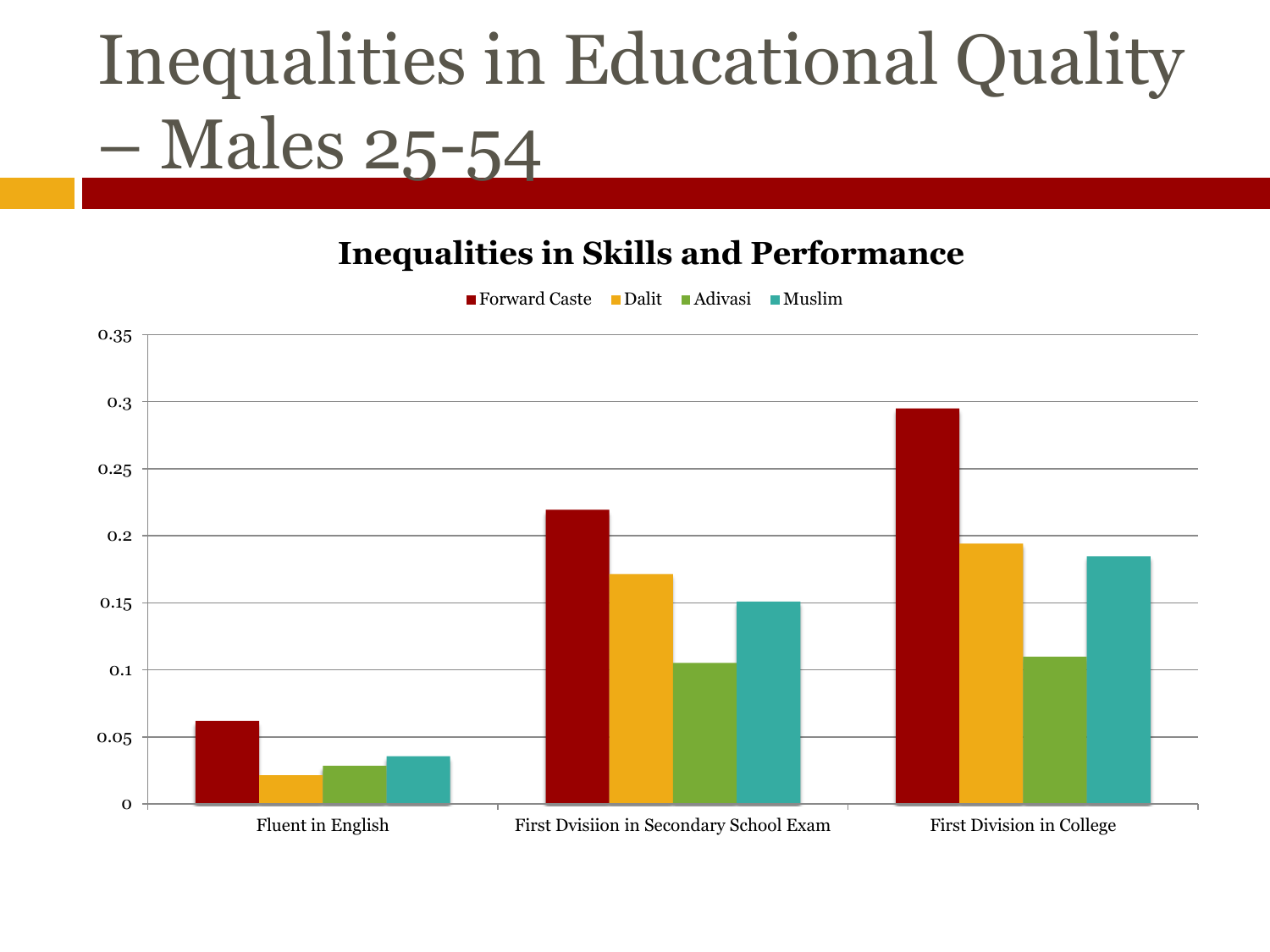# Inequalities in Educational Quality – Males 25-54

**Inequalities in Skills and Performance**

Forward Caste | Dalit | Adivasi | Muslim

| | Forward Caste | Dalit | Adivasi | Muslim |
|---|---|---|---|---|
| Fluent in English | 0.062 | 0.022 | 0.029 | 0.036 |
| First Dvisiion in Secondary School Exam | 0.22 | 0.172 | 0.106 | 0.151 |
| First Division in College | 0.295 | 0.194 | 0.11 | 0.185 |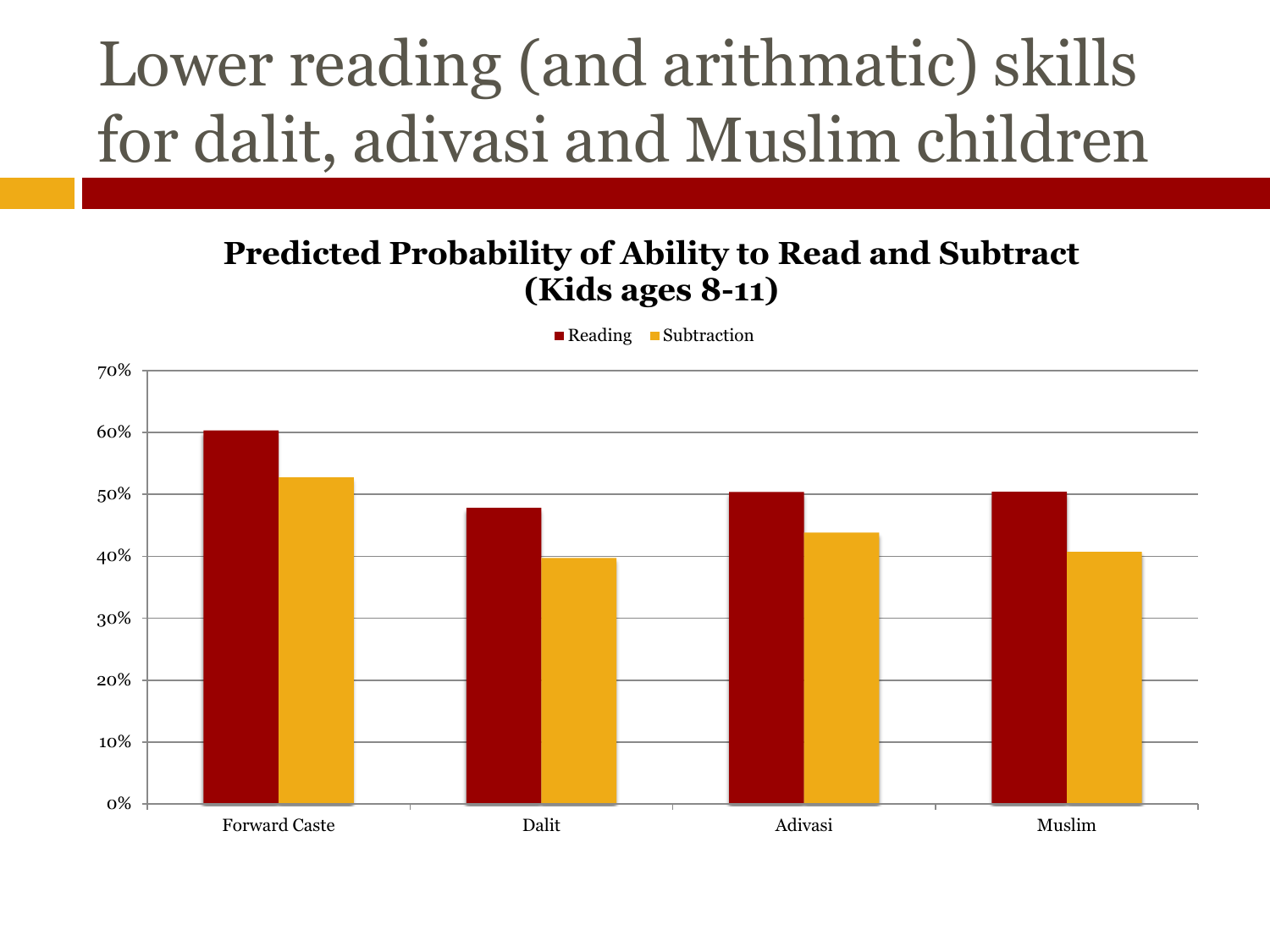# Lower reading (and arithmatic) skills for dalit, adivasi and Muslim children

**Predicted Probability of Ability to Read and Subtract (Kids ages 8-11)**

| | Reading | Subtraction |
|---|---|---|
| Forward Caste | 60% | 53% |
| Dalit | 48% | 40% |
| Adivasi | 50% | 44% |
| Muslim | 50% | 41% |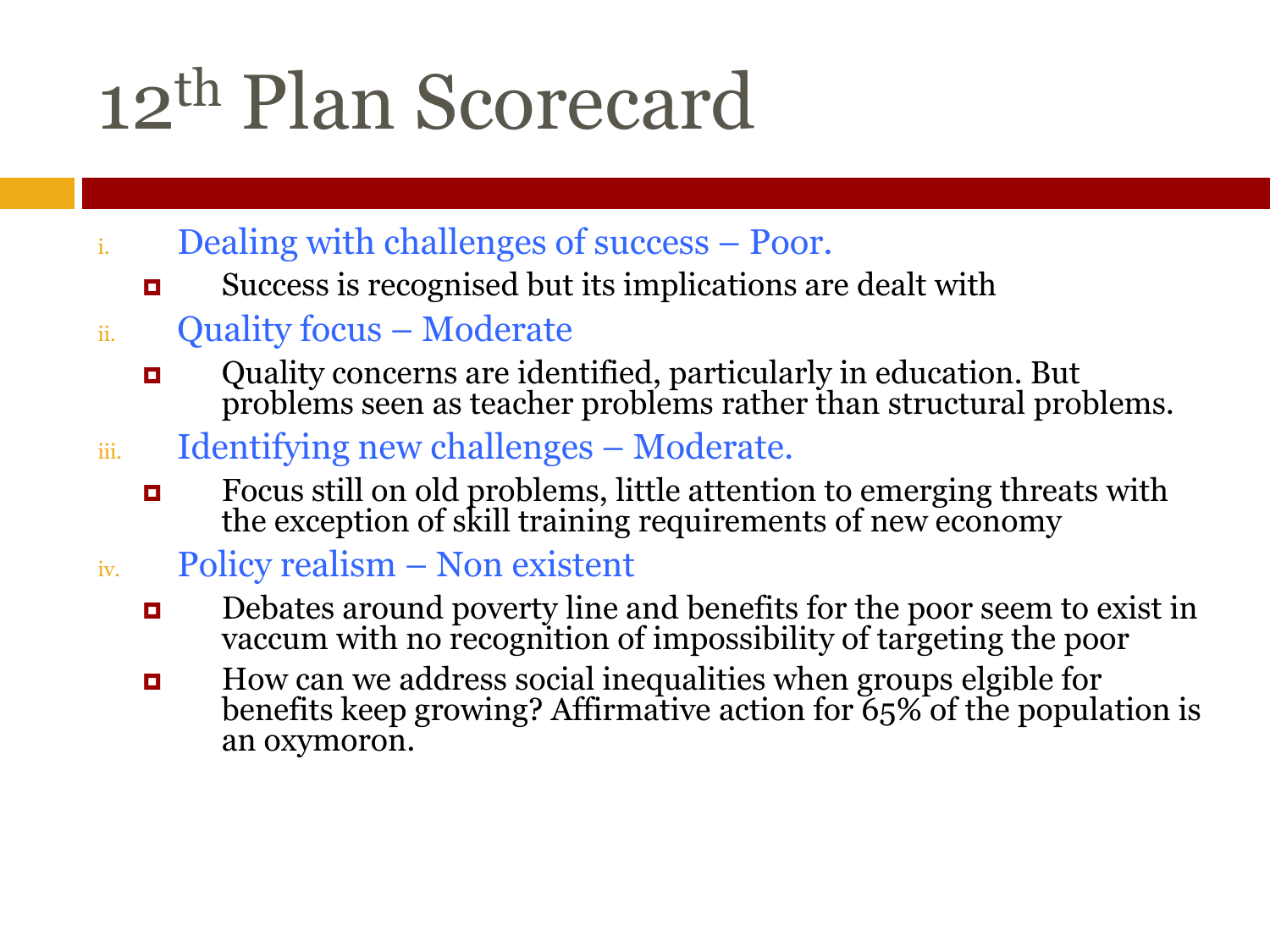# 12th Plan Scorecard

i. Dealing with challenges of success – Poor.
   - Success is recognised but its implications are dealt with
ii. Quality focus – Moderate
   - Quality concerns are identified, particularly in education. But problems seen as teacher problems rather than structural problems.
iii. Identifying new challenges – Moderate.
   - Focus still on old problems, little attention to emerging threats with the exception of skill training requirements of new economy
iv. Policy realism – Non existent
   - Debates around poverty line and benefits for the poor seem to exist in vaccum with no recognition of impossibility of targeting the poor
   - How can we address social inequalities when groups elgible for benefits keep growing? Affirmative action for 65% of the population is an oxymoron.